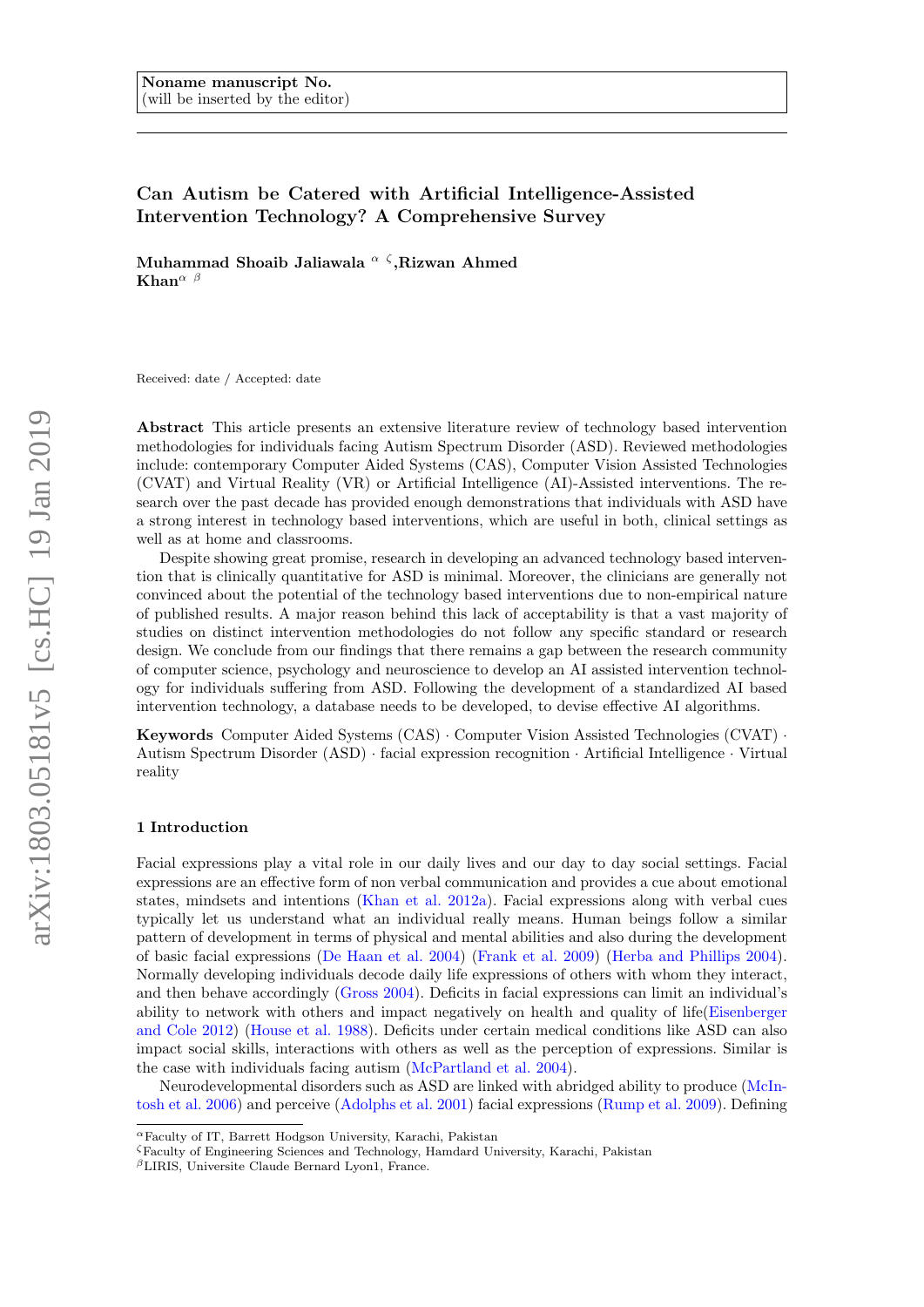Noname manuscript No.
(will be inserted by the editor)

# Can Autism be Catered with Artificial Intelligence-Assisted Intervention Technology? A Comprehensive Survey

**Muhammad Shoaib Jaliawala** [α ζ], **Rizwan Ahmed Khan** [α β]

Received: date / Accepted: date

**Abstract** This article presents an extensive literature review of technology based intervention methodologies for individuals facing Autism Spectrum Disorder (ASD). Reviewed methodologies include: contemporary Computer Aided Systems (CAS), Computer Vision Assisted Technologies (CVAT) and Virtual Reality (VR) or Artificial Intelligence (AI)-Assisted interventions. The research over the past decade has provided enough demonstrations that individuals with ASD have a strong interest in technology based interventions, which are useful in both, clinical settings as well as at home and classrooms.

Despite showing great promise, research in developing an advanced technology based intervention that is clinically quantitative for ASD is minimal. Moreover, the clinicians are generally not convinced about the potential of the technology based interventions due to non-empirical nature of published results. A major reason behind this lack of acceptability is that a vast majority of studies on distinct intervention methodologies do not follow any specific standard or research design. We conclude from our findings that there remains a gap between the research community of computer science, psychology and neuroscience to develop an AI assisted intervention technology for individuals suffering from ASD. Following the development of a standardized AI based intervention technology, a database needs to be developed, to devise effective AI algorithms.

**Keywords** Computer Aided Systems (CAS) · Computer Vision Assisted Technologies (CVAT) · Autism Spectrum Disorder (ASD) · facial expression recognition · Artificial Intelligence · Virtual reality

## 1 Introduction

Facial expressions play a vital role in our daily lives and our day to day social settings. Facial expressions are an effective form of non verbal communication and provides a cue about emotional states, mindsets and intentions (Khan et al. 2012a). Facial expressions along with verbal cues typically let us understand what an individual really means. Human beings follow a similar pattern of development in terms of physical and mental abilities and also during the development of basic facial expressions (De Haan et al. 2004) (Frank et al. 2009) (Herba and Phillips 2004). Normally developing individuals decode daily life expressions of others with whom they interact, and then behave accordingly (Gross 2004). Deficits in facial expressions can limit an individual's ability to network with others and impact negatively on health and quality of life(Eisenberger and Cole 2012) (House et al. 1988). Deficits under certain medical conditions like ASD can also impact social skills, interactions with others as well as the perception of expressions. Similar is the case with individuals facing autism (McPartland et al. 2004).

Neurodevelopmental disorders such as ASD are linked with abridged ability to produce (McIntosh et al. 2006) and perceive (Adolphs et al. 2001) facial expressions (Rump et al. 2009). Defining

---

[α]Faculty of IT, Barrett Hodgson University, Karachi, Pakistan
[ζ]Faculty of Engineering Sciences and Technology, Hamdard University, Karachi, Pakistan
[β]LIRIS, Universite Claude Bernard Lyon1, France.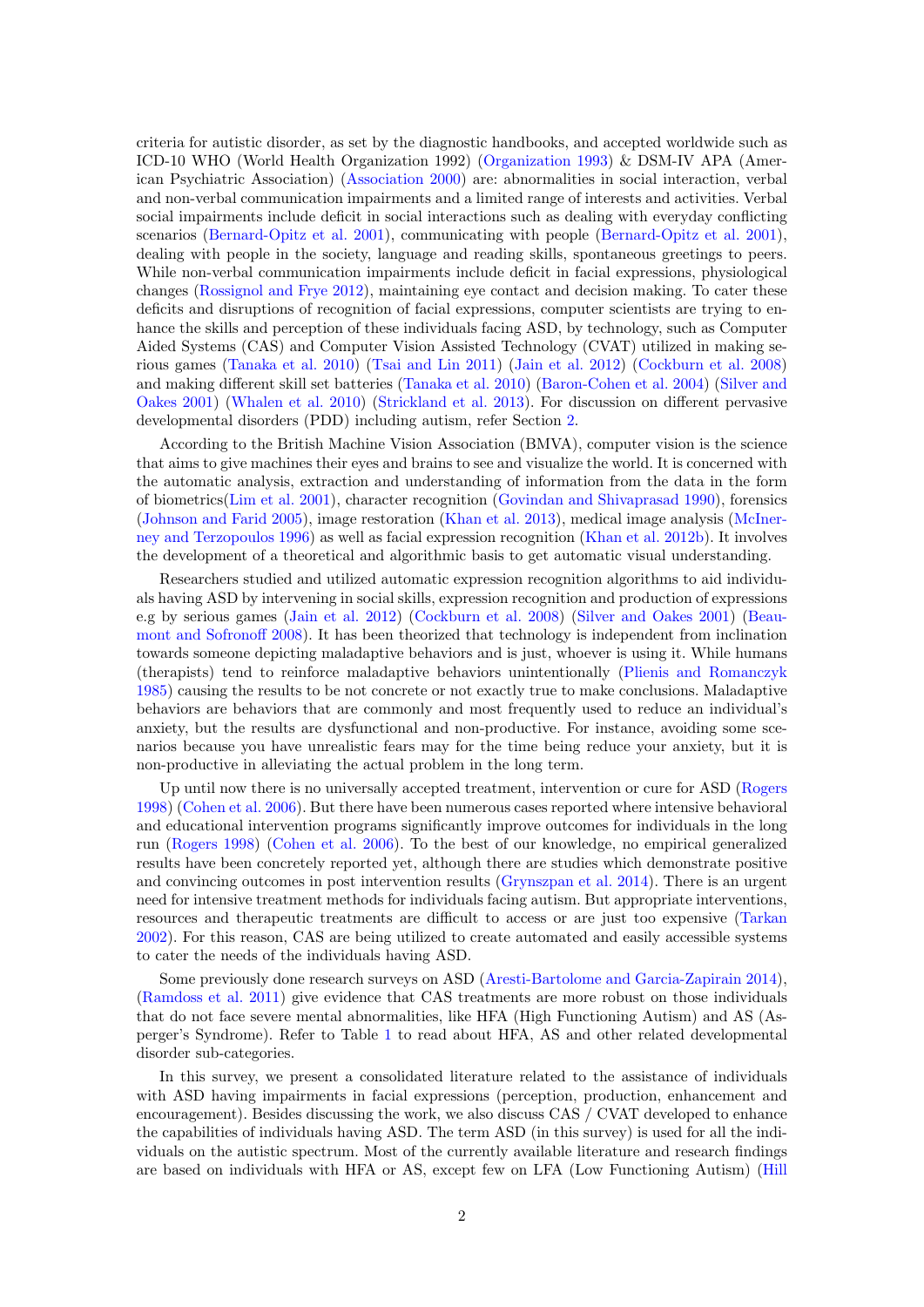criteria for autistic disorder, as set by the diagnostic handbooks, and accepted worldwide such as ICD-10 WHO (World Health Organization 1992) (Organization 1993) & DSM-IV APA (American Psychiatric Association) (Association 2000) are: abnormalities in social interaction, verbal and non-verbal communication impairments and a limited range of interests and activities. Verbal social impairments include deficit in social interactions such as dealing with everyday conflicting scenarios (Bernard-Opitz et al. 2001), communicating with people (Bernard-Opitz et al. 2001), dealing with people in the society, language and reading skills, spontaneous greetings to peers. While non-verbal communication impairments include deficit in facial expressions, physiological changes (Rossignol and Frye 2012), maintaining eye contact and decision making. To cater these deficits and disruptions of recognition of facial expressions, computer scientists are trying to enhance the skills and perception of these individuals facing ASD, by technology, such as Computer Aided Systems (CAS) and Computer Vision Assisted Technology (CVAT) utilized in making serious games (Tanaka et al. 2010) (Tsai and Lin 2011) (Jain et al. 2012) (Cockburn et al. 2008) and making different skill set batteries (Tanaka et al. 2010) (Baron-Cohen et al. 2004) (Silver and Oakes 2001) (Whalen et al. 2010) (Strickland et al. 2013). For discussion on different pervasive developmental disorders (PDD) including autism, refer Section 2.

According to the British Machine Vision Association (BMVA), computer vision is the science that aims to give machines their eyes and brains to see and visualize the world. It is concerned with the automatic analysis, extraction and understanding of information from the data in the form of biometrics(Lim et al. 2001), character recognition (Govindan and Shivaprasad 1990), forensics (Johnson and Farid 2005), image restoration (Khan et al. 2013), medical image analysis (McInerney and Terzopoulos 1996) as well as facial expression recognition (Khan et al. 2012b). It involves the development of a theoretical and algorithmic basis to get automatic visual understanding.

Researchers studied and utilized automatic expression recognition algorithms to aid individuals having ASD by intervening in social skills, expression recognition and production of expressions e.g by serious games (Jain et al. 2012) (Cockburn et al. 2008) (Silver and Oakes 2001) (Beaumont and Sofronoff 2008). It has been theorized that technology is independent from inclination towards someone depicting maladaptive behaviors and is just, whoever is using it. While humans (therapists) tend to reinforce maladaptive behaviors unintentionally (Plienis and Romanczyk 1985) causing the results to be not concrete or not exactly true to make conclusions. Maladaptive behaviors are behaviors that are commonly and most frequently used to reduce an individual's anxiety, but the results are dysfunctional and non-productive. For instance, avoiding some scenarios because you have unrealistic fears may for the time being reduce your anxiety, but it is non-productive in alleviating the actual problem in the long term.

Up until now there is no universally accepted treatment, intervention or cure for ASD (Rogers 1998) (Cohen et al. 2006). But there have been numerous cases reported where intensive behavioral and educational intervention programs significantly improve outcomes for individuals in the long run (Rogers 1998) (Cohen et al. 2006). To the best of our knowledge, no empirical generalized results have been concretely reported yet, although there are studies which demonstrate positive and convincing outcomes in post intervention results (Grynszpan et al. 2014). There is an urgent need for intensive treatment methods for individuals facing autism. But appropriate interventions, resources and therapeutic treatments are difficult to access or are just too expensive (Tarkan 2002). For this reason, CAS are being utilized to create automated and easily accessible systems to cater the needs of the individuals having ASD.

Some previously done research surveys on ASD (Aresti-Bartolome and Garcia-Zapirain 2014), (Ramdoss et al. 2011) give evidence that CAS treatments are more robust on those individuals that do not face severe mental abnormalities, like HFA (High Functioning Autism) and AS (Asperger's Syndrome). Refer to Table 1 to read about HFA, AS and other related developmental disorder sub-categories.

In this survey, we present a consolidated literature related to the assistance of individuals with ASD having impairments in facial expressions (perception, production, enhancement and encouragement). Besides discussing the work, we also discuss CAS / CVAT developed to enhance the capabilities of individuals having ASD. The term ASD (in this survey) is used for all the individuals on the autistic spectrum. Most of the currently available literature and research findings are based on individuals with HFA or AS, except few on LFA (Low Functioning Autism) (Hill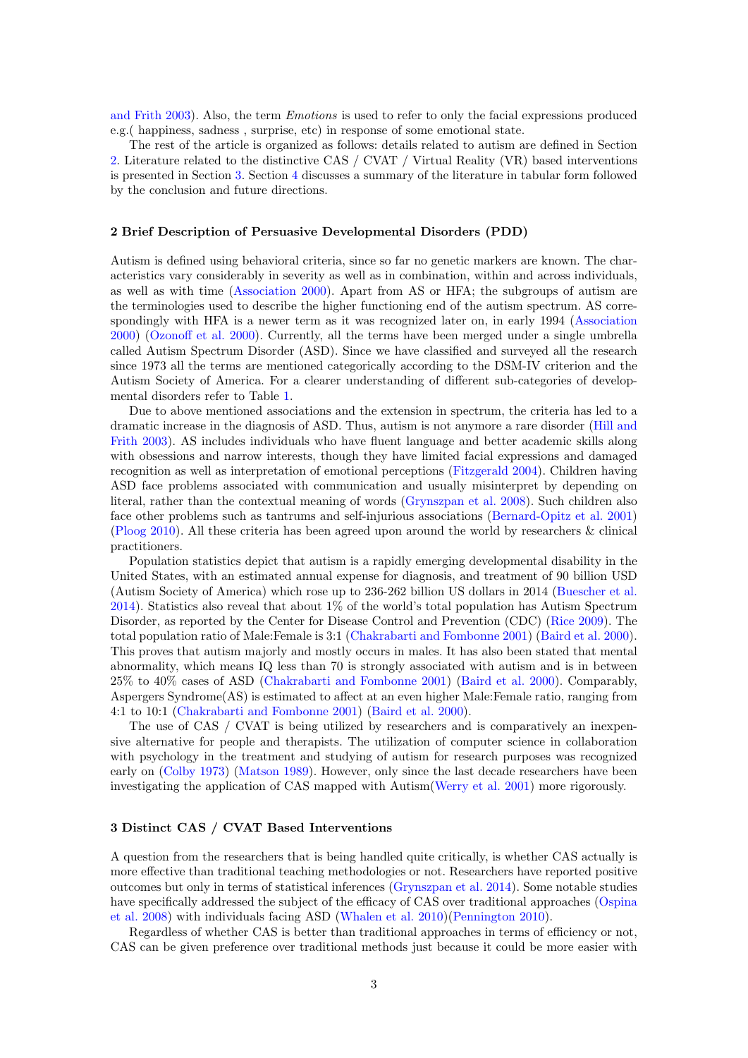and Frith 2003). Also, the term *Emotions* is used to refer to only the facial expressions produced e.g.( happiness, sadness , surprise, etc) in response of some emotional state.

The rest of the article is organized as follows: details related to autism are defined in Section 2. Literature related to the distinctive CAS / CVAT / Virtual Reality (VR) based interventions is presented in Section 3. Section 4 discusses a summary of the literature in tabular form followed by the conclusion and future directions.

## 2 Brief Description of Persuasive Developmental Disorders (PDD)

Autism is defined using behavioral criteria, since so far no genetic markers are known. The characteristics vary considerably in severity as well as in combination, within and across individuals, as well as with time (Association 2000). Apart from AS or HFA; the subgroups of autism are the terminologies used to describe the higher functioning end of the autism spectrum. AS correspondingly with HFA is a newer term as it was recognized later on, in early 1994 (Association 2000) (Ozonoff et al. 2000). Currently, all the terms have been merged under a single umbrella called Autism Spectrum Disorder (ASD). Since we have classified and surveyed all the research since 1973 all the terms are mentioned categorically according to the DSM-IV criterion and the Autism Society of America. For a clearer understanding of different sub-categories of developmental disorders refer to Table 1.

Due to above mentioned associations and the extension in spectrum, the criteria has led to a dramatic increase in the diagnosis of ASD. Thus, autism is not anymore a rare disorder (Hill and Frith 2003). AS includes individuals who have fluent language and better academic skills along with obsessions and narrow interests, though they have limited facial expressions and damaged recognition as well as interpretation of emotional perceptions (Fitzgerald 2004). Children having ASD face problems associated with communication and usually misinterpret by depending on literal, rather than the contextual meaning of words (Grynszpan et al. 2008). Such children also face other problems such as tantrums and self-injurious associations (Bernard-Opitz et al. 2001) (Ploog 2010). All these criteria has been agreed upon around the world by researchers & clinical practitioners.

Population statistics depict that autism is a rapidly emerging developmental disability in the United States, with an estimated annual expense for diagnosis, and treatment of 90 billion USD (Autism Society of America) which rose up to 236-262 billion US dollars in 2014 (Buescher et al. 2014). Statistics also reveal that about 1% of the world's total population has Autism Spectrum Disorder, as reported by the Center for Disease Control and Prevention (CDC) (Rice 2009). The total population ratio of Male:Female is 3:1 (Chakrabarti and Fombonne 2001) (Baird et al. 2000). This proves that autism majorly and mostly occurs in males. It has also been stated that mental abnormality, which means IQ less than 70 is strongly associated with autism and is in between 25% to 40% cases of ASD (Chakrabarti and Fombonne 2001) (Baird et al. 2000). Comparably, Aspergers Syndrome(AS) is estimated to affect at an even higher Male:Female ratio, ranging from 4:1 to 10:1 (Chakrabarti and Fombonne 2001) (Baird et al. 2000).

The use of CAS / CVAT is being utilized by researchers and is comparatively an inexpensive alternative for people and therapists. The utilization of computer science in collaboration with psychology in the treatment and studying of autism for research purposes was recognized early on (Colby 1973) (Matson 1989). However, only since the last decade researchers have been investigating the application of CAS mapped with Autism(Werry et al. 2001) more rigorously.

## 3 Distinct CAS / CVAT Based Interventions

A question from the researchers that is being handled quite critically, is whether CAS actually is more effective than traditional teaching methodologies or not. Researchers have reported positive outcomes but only in terms of statistical inferences (Grynszpan et al. 2014). Some notable studies have specifically addressed the subject of the efficacy of CAS over traditional approaches (Ospina et al. 2008) with individuals facing ASD (Whalen et al. 2010)(Pennington 2010).

Regardless of whether CAS is better than traditional approaches in terms of efficiency or not, CAS can be given preference over traditional methods just because it could be more easier with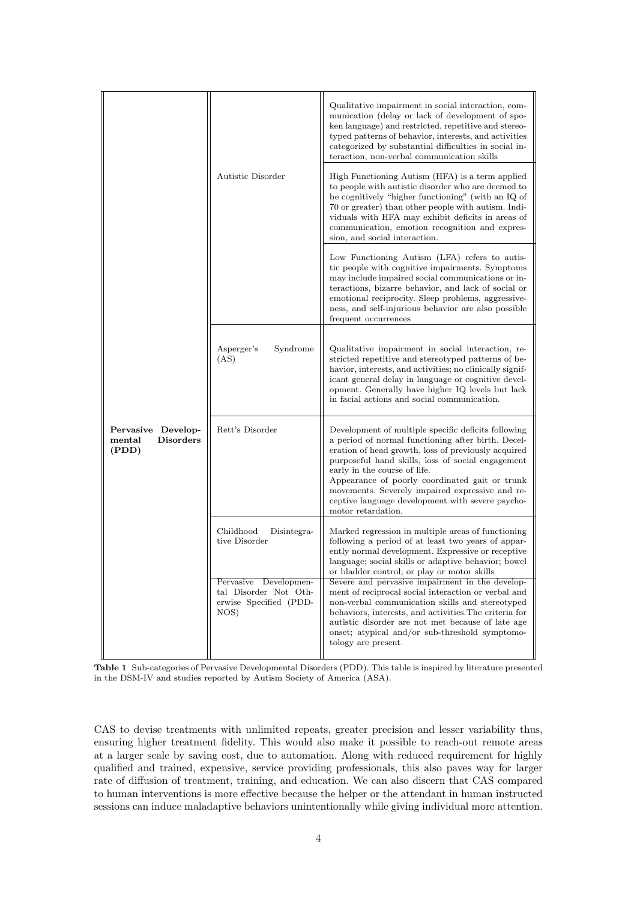| | | |
|---|---|---|
| **Pervasive Developmental Disorders (PDD)** | Autistic Disorder | Qualitative impairment in social interaction, communication (delay or lack of development of spoken language) and restricted, repetitive and stereotyped patterns of behavior, interests, and activities categorized by substantial difficulties in social interaction, non-verbal communication skills |
| | | High Functioning Autism (HFA) is a term applied to people with autistic disorder who are deemed to be cognitively "higher functioning" (with an IQ of 70 or greater) than other people with autism. Individuals with HFA may exhibit deficits in areas of communication, emotion recognition and expression, and social interaction. |
| | | Low Functioning Autism (LFA) refers to autistic people with cognitive impairments. Symptoms may include impaired social communications or interactions, bizarre behavior, and lack of social or emotional reciprocity. Sleep problems, aggressiveness, and self-injurious behavior are also possible frequent occurrences |
| | Asperger's Syndrome (AS) | Qualitative impairment in social interaction, restricted repetitive and stereotyped patterns of behavior, interests, and activities; no clinically significant general delay in language or cognitive development. Generally have higher IQ levels but lack in facial actions and social communication. |
| | Rett's Disorder | Development of multiple specific deficits following a period of normal functioning after birth. Deceleration of head growth, loss of previously acquired purposeful hand skills, loss of social engagement early in the course of life. Appearance of poorly coordinated gait or trunk movements. Severely impaired expressive and receptive language development with severe psychomotor retardation. |
| | Childhood Disintegrative Disorder | Marked regression in multiple areas of functioning following a period of at least two years of apparently normal development. Expressive or receptive language; social skills or adaptive behavior; bowel or bladder control; or play or motor skills |
| | Pervasive Developmental Disorder Not Otherwise Specified (PDD-NOS) | Severe and pervasive impairment in the development of reciprocal social interaction or verbal and non-verbal communication skills and stereotyped behaviors, interests, and activities.The criteria for autistic disorder are not met because of late age onset; atypical and/or sub-threshold symptomotology are present. |

**Table 1** Sub-categories of Pervasive Developmental Disorders (PDD). This table is inspired by literature presented in the DSM-IV and studies reported by Autism Society of America (ASA).

CAS to devise treatments with unlimited repeats, greater precision and lesser variability thus, ensuring higher treatment fidelity. This would also make it possible to reach-out remote areas at a larger scale by saving cost, due to automation. Along with reduced requirement for highly qualified and trained, expensive, service providing professionals, this also paves way for larger rate of diffusion of treatment, training, and education. We can also discern that CAS compared to human interventions is more effective because the helper or the attendant in human instructed sessions can induce maladaptive behaviors unintentionally while giving individual more attention.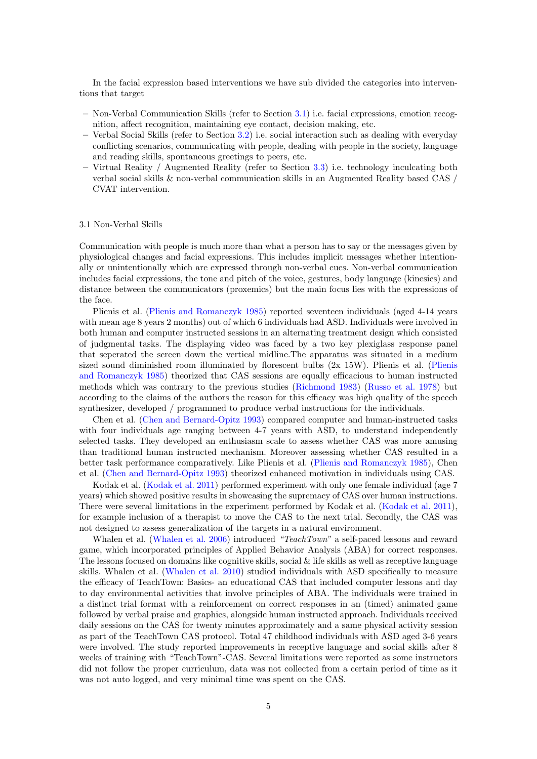In the facial expression based interventions we have sub divided the categories into interventions that target

- Non-Verbal Communication Skills (refer to Section 3.1) i.e. facial expressions, emotion recognition, affect recognition, maintaining eye contact, decision making, etc.
- Verbal Social Skills (refer to Section 3.2) i.e. social interaction such as dealing with everyday conflicting scenarios, communicating with people, dealing with people in the society, language and reading skills, spontaneous greetings to peers, etc.
- Virtual Reality / Augmented Reality (refer to Section 3.3) i.e. technology inculcating both verbal social skills & non-verbal communication skills in an Augmented Reality based CAS / CVAT intervention.

### 3.1 Non-Verbal Skills

Communication with people is much more than what a person has to say or the messages given by physiological changes and facial expressions. This includes implicit messages whether intentionally or unintentionally which are expressed through non-verbal cues. Non-verbal communication includes facial expressions, the tone and pitch of the voice, gestures, body language (kinesics) and distance between the communicators (proxemics) but the main focus lies with the expressions of the face.

Plienis et al. (Plienis and Romanczyk 1985) reported seventeen individuals (aged 4-14 years with mean age 8 years 2 months) out of which 6 individuals had ASD. Individuals were involved in both human and computer instructed sessions in an alternating treatment design which consisted of judgmental tasks. The displaying video was faced by a two key plexiglass response panel that seperated the screen down the vertical midline.The apparatus was situated in a medium sized sound diminished room illuminated by florescent bulbs (2x 15W). Plienis et al. (Plienis and Romanczyk 1985) theorized that CAS sessions are equally efficacious to human instructed methods which was contrary to the previous studies (Richmond 1983) (Russo et al. 1978) but according to the claims of the authors the reason for this efficacy was high quality of the speech synthesizer, developed / programmed to produce verbal instructions for the individuals.

Chen et al. (Chen and Bernard-Opitz 1993) compared computer and human-instructed tasks with four individuals age ranging between 4-7 years with ASD, to understand independently selected tasks. They developed an enthusiasm scale to assess whether CAS was more amusing than traditional human instructed mechanism. Moreover assessing whether CAS resulted in a better task performance comparatively. Like Plienis et al. (Plienis and Romanczyk 1985), Chen et al. (Chen and Bernard-Opitz 1993) theorized enhanced motivation in individuals using CAS.

Kodak et al. (Kodak et al. 2011) performed experiment with only one female individual (age 7 years) which showed positive results in showcasing the supremacy of CAS over human instructions. There were several limitations in the experiment performed by Kodak et al. (Kodak et al. 2011), for example inclusion of a therapist to move the CAS to the next trial. Secondly, the CAS was not designed to assess generalization of the targets in a natural environment.

Whalen et al. (Whalen et al. 2006) introduced *"TeachTown"* a self-paced lessons and reward game, which incorporated principles of Applied Behavior Analysis (ABA) for correct responses. The lessons focused on domains like cognitive skills, social & life skills as well as receptive language skills. Whalen et al. (Whalen et al. 2010) studied individuals with ASD specifically to measure the efficacy of TeachTown: Basics- an educational CAS that included computer lessons and day to day environmental activities that involve principles of ABA. The individuals were trained in a distinct trial format with a reinforcement on correct responses in an (timed) animated game followed by verbal praise and graphics, alongside human instructed approach. Individuals received daily sessions on the CAS for twenty minutes approximately and a same physical activity session as part of the TeachTown CAS protocol. Total 47 childhood individuals with ASD aged 3-6 years were involved. The study reported improvements in receptive language and social skills after 8 weeks of training with "TeachTown"-CAS. Several limitations were reported as some instructors did not follow the proper curriculum, data was not collected from a certain period of time as it was not auto logged, and very minimal time was spent on the CAS.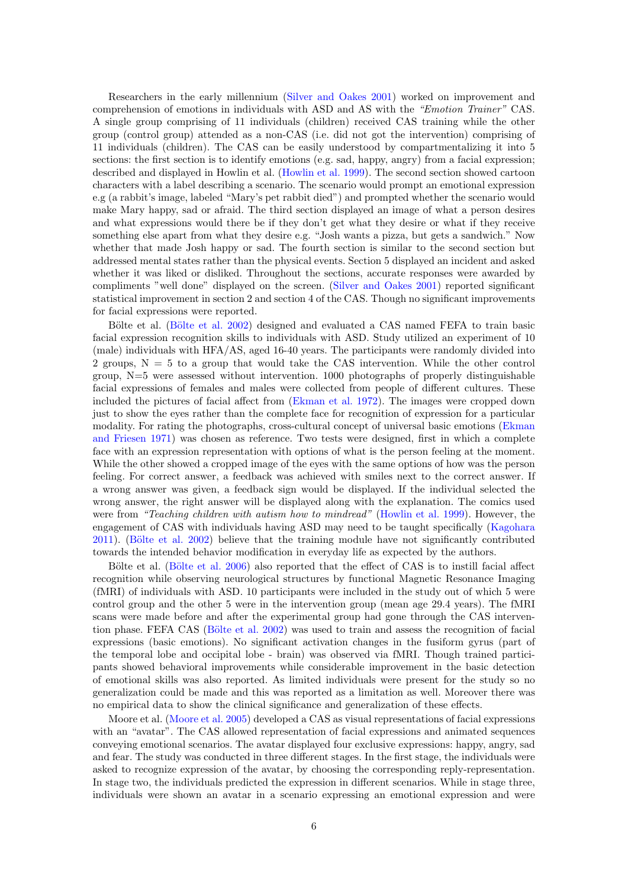Researchers in the early millennium (Silver and Oakes 2001) worked on improvement and comprehension of emotions in individuals with ASD and AS with the *"Emotion Trainer"* CAS. A single group comprising of 11 individuals (children) received CAS training while the other group (control group) attended as a non-CAS (i.e. did not got the intervention) comprising of 11 individuals (children). The CAS can be easily understood by compartmentalizing it into 5 sections: the first section is to identify emotions (e.g. sad, happy, angry) from a facial expression; described and displayed in Howlin et al. (Howlin et al. 1999). The second section showed cartoon characters with a label describing a scenario. The scenario would prompt an emotional expression e.g (a rabbit's image, labeled "Mary's pet rabbit died") and prompted whether the scenario would make Mary happy, sad or afraid. The third section displayed an image of what a person desires and what expressions would there be if they don't get what they desire or what if they receive something else apart from what they desire e.g. "Josh wants a pizza, but gets a sandwich." Now whether that made Josh happy or sad. The fourth section is similar to the second section but addressed mental states rather than the physical events. Section 5 displayed an incident and asked whether it was liked or disliked. Throughout the sections, accurate responses were awarded by compliments "well done" displayed on the screen. (Silver and Oakes 2001) reported significant statistical improvement in section 2 and section 4 of the CAS. Though no significant improvements for facial expressions were reported.

Bölte et al. (Bölte et al. 2002) designed and evaluated a CAS named FEFA to train basic facial expression recognition skills to individuals with ASD. Study utilized an experiment of 10 (male) individuals with HFA/AS, aged 16-40 years. The participants were randomly divided into 2 groups, N = 5 to a group that would take the CAS intervention. While the other control group, N=5 were assessed without intervention. 1000 photographs of properly distinguishable facial expressions of females and males were collected from people of different cultures. These included the pictures of facial affect from (Ekman et al. 1972). The images were cropped down just to show the eyes rather than the complete face for recognition of expression for a particular modality. For rating the photographs, cross-cultural concept of universal basic emotions (Ekman and Friesen 1971) was chosen as reference. Two tests were designed, first in which a complete face with an expression representation with options of what is the person feeling at the moment. While the other showed a cropped image of the eyes with the same options of how was the person feeling. For correct answer, a feedback was achieved with smiles next to the correct answer. If a wrong answer was given, a feedback sign would be displayed. If the individual selected the wrong answer, the right answer will be displayed along with the explanation. The comics used were from *"Teaching children with autism how to mindread"* (Howlin et al. 1999). However, the engagement of CAS with individuals having ASD may need to be taught specifically (Kagohara 2011). (Bölte et al. 2002) believe that the training module have not significantly contributed towards the intended behavior modification in everyday life as expected by the authors.

Bölte et al. (Bölte et al. 2006) also reported that the effect of CAS is to instill facial affect recognition while observing neurological structures by functional Magnetic Resonance Imaging (fMRI) of individuals with ASD. 10 participants were included in the study out of which 5 were control group and the other 5 were in the intervention group (mean age 29.4 years). The fMRI scans were made before and after the experimental group had gone through the CAS intervention phase. FEFA CAS (Bölte et al. 2002) was used to train and assess the recognition of facial expressions (basic emotions). No significant activation changes in the fusiform gyrus (part of the temporal lobe and occipital lobe - brain) was observed via fMRI. Though trained participants showed behavioral improvements while considerable improvement in the basic detection of emotional skills was also reported. As limited individuals were present for the study so no generalization could be made and this was reported as a limitation as well. Moreover there was no empirical data to show the clinical significance and generalization of these effects.

Moore et al. (Moore et al. 2005) developed a CAS as visual representations of facial expressions with an "avatar". The CAS allowed representation of facial expressions and animated sequences conveying emotional scenarios. The avatar displayed four exclusive expressions: happy, angry, sad and fear. The study was conducted in three different stages. In the first stage, the individuals were asked to recognize expression of the avatar, by choosing the corresponding reply-representation. In stage two, the individuals predicted the expression in different scenarios. While in stage three, individuals were shown an avatar in a scenario expressing an emotional expression and were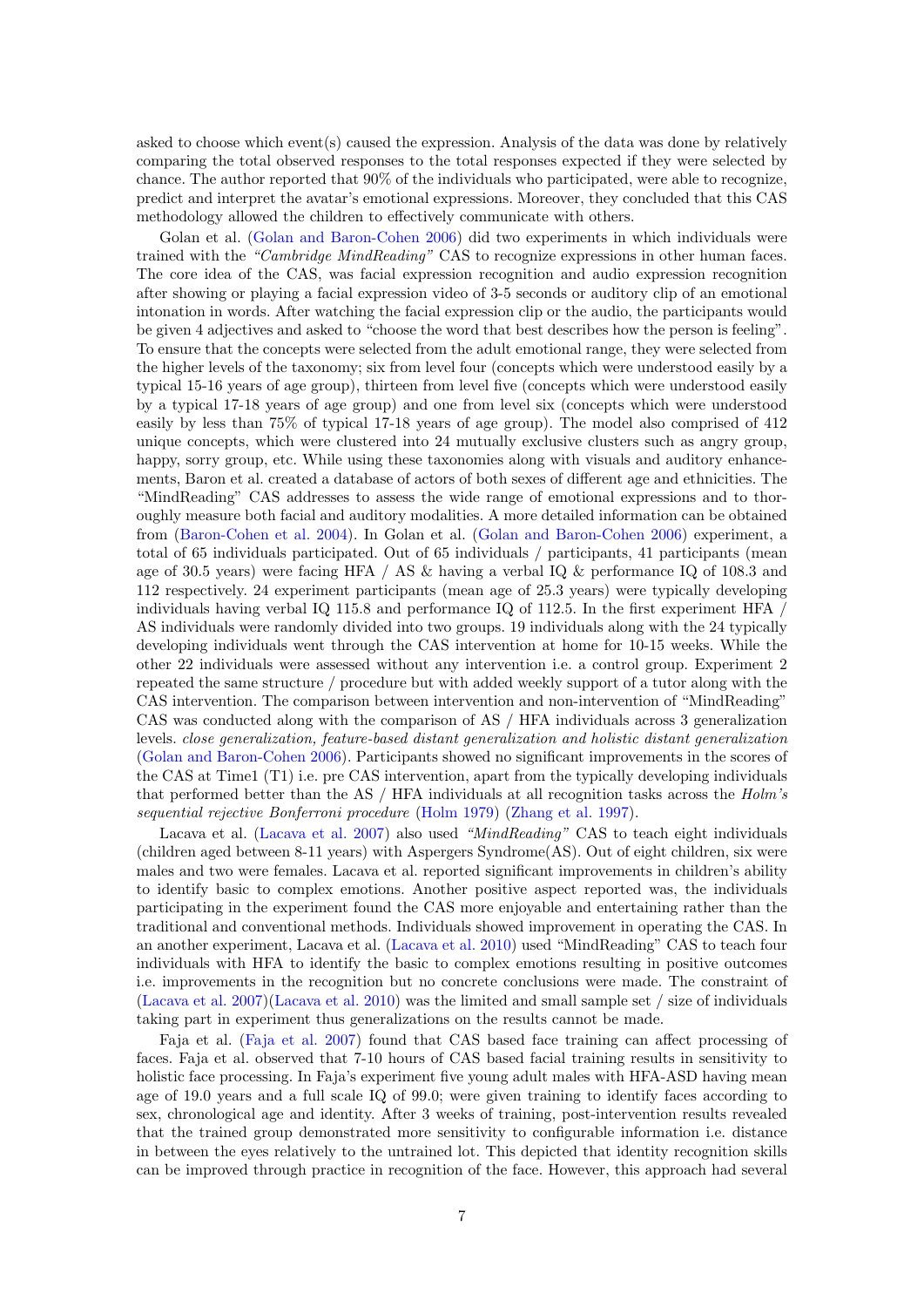asked to choose which event(s) caused the expression. Analysis of the data was done by relatively comparing the total observed responses to the total responses expected if they were selected by chance. The author reported that 90% of the individuals who participated, were able to recognize, predict and interpret the avatar's emotional expressions. Moreover, they concluded that this CAS methodology allowed the children to effectively communicate with others.

Golan et al. (Golan and Baron-Cohen 2006) did two experiments in which individuals were trained with the *"Cambridge MindReading"* CAS to recognize expressions in other human faces. The core idea of the CAS, was facial expression recognition and audio expression recognition after showing or playing a facial expression video of 3-5 seconds or auditory clip of an emotional intonation in words. After watching the facial expression clip or the audio, the participants would be given 4 adjectives and asked to "choose the word that best describes how the person is feeling". To ensure that the concepts were selected from the adult emotional range, they were selected from the higher levels of the taxonomy; six from level four (concepts which were understood easily by a typical 15-16 years of age group), thirteen from level five (concepts which were understood easily by a typical 17-18 years of age group) and one from level six (concepts which were understood easily by less than 75% of typical 17-18 years of age group). The model also comprised of 412 unique concepts, which were clustered into 24 mutually exclusive clusters such as angry group, happy, sorry group, etc. While using these taxonomies along with visuals and auditory enhancements, Baron et al. created a database of actors of both sexes of different age and ethnicities. The "MindReading" CAS addresses to assess the wide range of emotional expressions and to thoroughly measure both facial and auditory modalities. A more detailed information can be obtained from (Baron-Cohen et al. 2004). In Golan et al. (Golan and Baron-Cohen 2006) experiment, a total of 65 individuals participated. Out of 65 individuals / participants, 41 participants (mean age of 30.5 years) were facing HFA / AS & having a verbal IQ & performance IQ of 108.3 and 112 respectively. 24 experiment participants (mean age of 25.3 years) were typically developing individuals having verbal IQ 115.8 and performance IQ of 112.5. In the first experiment HFA / AS individuals were randomly divided into two groups. 19 individuals along with the 24 typically developing individuals went through the CAS intervention at home for 10-15 weeks. While the other 22 individuals were assessed without any intervention i.e. a control group. Experiment 2 repeated the same structure / procedure but with added weekly support of a tutor along with the CAS intervention. The comparison between intervention and non-intervention of "MindReading" CAS was conducted along with the comparison of AS / HFA individuals across 3 generalization levels. *close generalization, feature-based distant generalization and holistic distant generalization* (Golan and Baron-Cohen 2006). Participants showed no significant improvements in the scores of the CAS at Time1 (T1) i.e. pre CAS intervention, apart from the typically developing individuals that performed better than the AS / HFA individuals at all recognition tasks across the *Holm's sequential rejective Bonferroni procedure* (Holm 1979) (Zhang et al. 1997).

Lacava et al. (Lacava et al. 2007) also used *"MindReading"* CAS to teach eight individuals (children aged between 8-11 years) with Aspergers Syndrome(AS). Out of eight children, six were males and two were females. Lacava et al. reported significant improvements in children's ability to identify basic to complex emotions. Another positive aspect reported was, the individuals participating in the experiment found the CAS more enjoyable and entertaining rather than the traditional and conventional methods. Individuals showed improvement in operating the CAS. In an another experiment, Lacava et al. (Lacava et al. 2010) used "MindReading" CAS to teach four individuals with HFA to identify the basic to complex emotions resulting in positive outcomes i.e. improvements in the recognition but no concrete conclusions were made. The constraint of (Lacava et al. 2007)(Lacava et al. 2010) was the limited and small sample set / size of individuals taking part in experiment thus generalizations on the results cannot be made.

Faja et al. (Faja et al. 2007) found that CAS based face training can affect processing of faces. Faja et al. observed that 7-10 hours of CAS based facial training results in sensitivity to holistic face processing. In Faja's experiment five young adult males with HFA-ASD having mean age of 19.0 years and a full scale IQ of 99.0; were given training to identify faces according to sex, chronological age and identity. After 3 weeks of training, post-intervention results revealed that the trained group demonstrated more sensitivity to configurable information i.e. distance in between the eyes relatively to the untrained lot. This depicted that identity recognition skills can be improved through practice in recognition of the face. However, this approach had several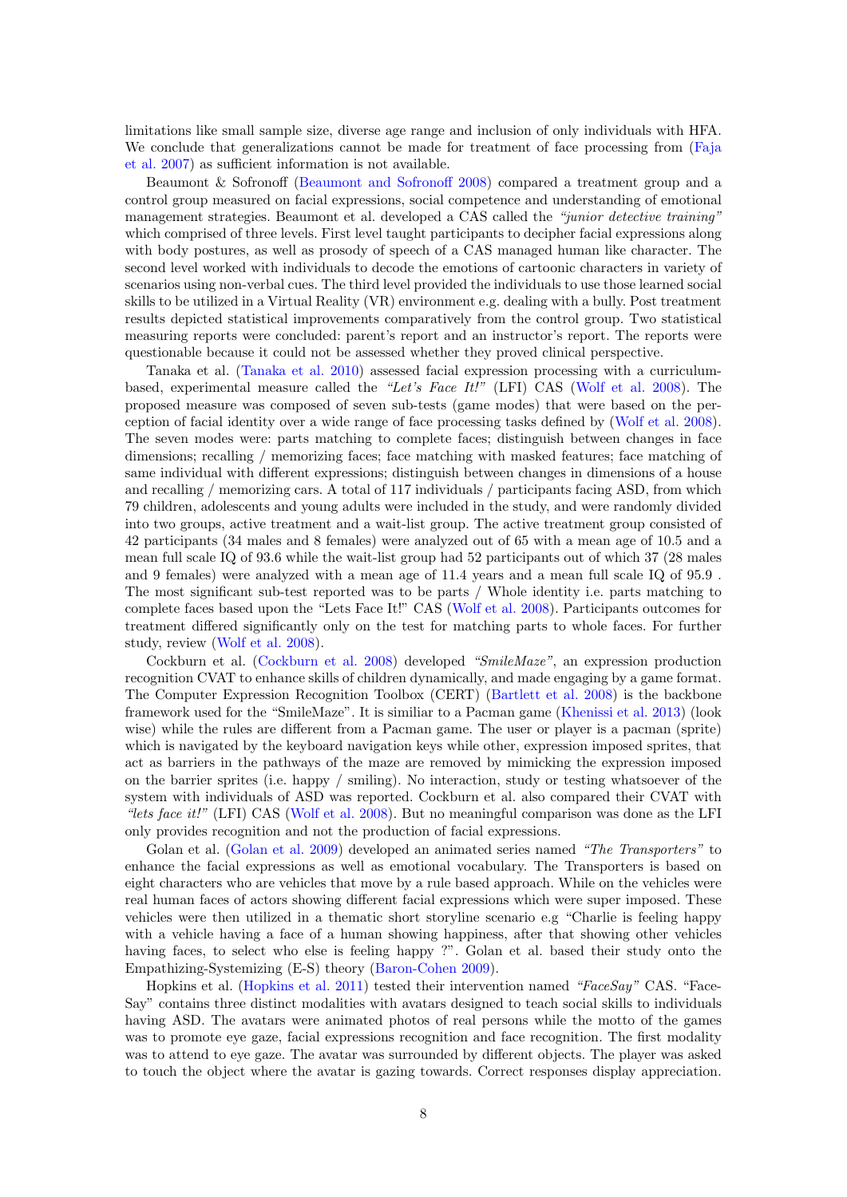limitations like small sample size, diverse age range and inclusion of only individuals with HFA. We conclude that generalizations cannot be made for treatment of face processing from (Faja et al. 2007) as sufficient information is not available.

Beaumont & Sofronoff (Beaumont and Sofronoff 2008) compared a treatment group and a control group measured on facial expressions, social competence and understanding of emotional management strategies. Beaumont et al. developed a CAS called the *"junior detective training"* which comprised of three levels. First level taught participants to decipher facial expressions along with body postures, as well as prosody of speech of a CAS managed human like character. The second level worked with individuals to decode the emotions of cartoonic characters in variety of scenarios using non-verbal cues. The third level provided the individuals to use those learned social skills to be utilized in a Virtual Reality (VR) environment e.g. dealing with a bully. Post treatment results depicted statistical improvements comparatively from the control group. Two statistical measuring reports were concluded: parent's report and an instructor's report. The reports were questionable because it could not be assessed whether they proved clinical perspective.

Tanaka et al. (Tanaka et al. 2010) assessed facial expression processing with a curriculum-based, experimental measure called the *"Let's Face It!"* (LFI) CAS (Wolf et al. 2008). The proposed measure was composed of seven sub-tests (game modes) that were based on the perception of facial identity over a wide range of face processing tasks defined by (Wolf et al. 2008). The seven modes were: parts matching to complete faces; distinguish between changes in face dimensions; recalling / memorizing faces; face matching with masked features; face matching of same individual with different expressions; distinguish between changes in dimensions of a house and recalling / memorizing cars. A total of 117 individuals / participants facing ASD, from which 79 children, adolescents and young adults were included in the study, and were randomly divided into two groups, active treatment and a wait-list group. The active treatment group consisted of 42 participants (34 males and 8 females) were analyzed out of 65 with a mean age of 10.5 and a mean full scale IQ of 93.6 while the wait-list group had 52 participants out of which 37 (28 males and 9 females) were analyzed with a mean age of 11.4 years and a mean full scale IQ of 95.9 . The most significant sub-test reported was to be parts / Whole identity i.e. parts matching to complete faces based upon the "Lets Face It!" CAS (Wolf et al. 2008). Participants outcomes for treatment differed significantly only on the test for matching parts to whole faces. For further study, review (Wolf et al. 2008).

Cockburn et al. (Cockburn et al. 2008) developed *"SmileMaze"*, an expression production recognition CVAT to enhance skills of children dynamically, and made engaging by a game format. The Computer Expression Recognition Toolbox (CERT) (Bartlett et al. 2008) is the backbone framework used for the "SmileMaze". It is similiar to a Pacman game (Khenissi et al. 2013) (look wise) while the rules are different from a Pacman game. The user or player is a pacman (sprite) which is navigated by the keyboard navigation keys while other, expression imposed sprites, that act as barriers in the pathways of the maze are removed by mimicking the expression imposed on the barrier sprites (i.e. happy / smiling). No interaction, study or testing whatsoever of the system with individuals of ASD was reported. Cockburn et al. also compared their CVAT with *"lets face it!"* (LFI) CAS (Wolf et al. 2008). But no meaningful comparison was done as the LFI only provides recognition and not the production of facial expressions.

Golan et al. (Golan et al. 2009) developed an animated series named *"The Transporters"* to enhance the facial expressions as well as emotional vocabulary. The Transporters is based on eight characters who are vehicles that move by a rule based approach. While on the vehicles were real human faces of actors showing different facial expressions which were super imposed. These vehicles were then utilized in a thematic short storyline scenario e.g "Charlie is feeling happy with a vehicle having a face of a human showing happiness, after that showing other vehicles having faces, to select who else is feeling happy ?". Golan et al. based their study onto the Empathizing-Systemizing (E-S) theory (Baron-Cohen 2009).

Hopkins et al. (Hopkins et al. 2011) tested their intervention named *"FaceSay"* CAS. "Face-Say" contains three distinct modalities with avatars designed to teach social skills to individuals having ASD. The avatars were animated photos of real persons while the motto of the games was to promote eye gaze, facial expressions recognition and face recognition. The first modality was to attend to eye gaze. The avatar was surrounded by different objects. The player was asked to touch the object where the avatar is gazing towards. Correct responses display appreciation.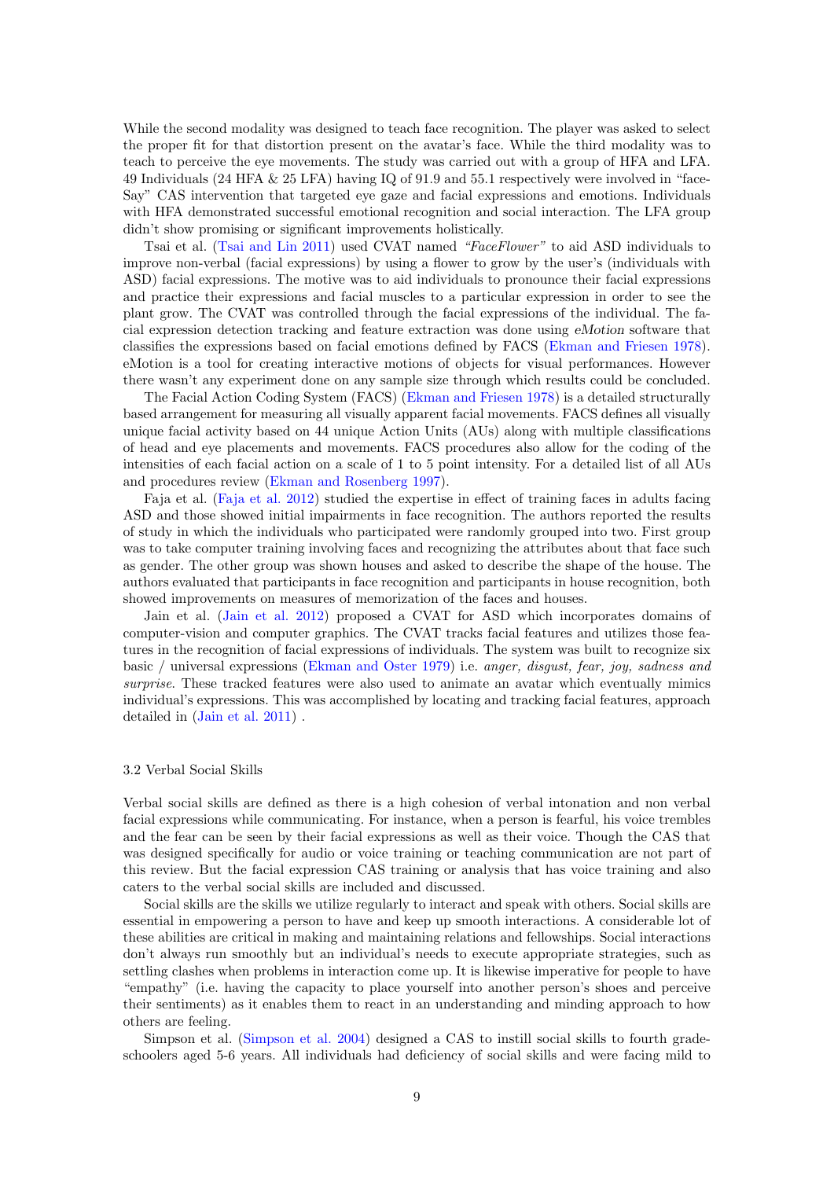While the second modality was designed to teach face recognition. The player was asked to select the proper fit for that distortion present on the avatar's face. While the third modality was to teach to perceive the eye movements. The study was carried out with a group of HFA and LFA. 49 Individuals (24 HFA & 25 LFA) having IQ of 91.9 and 55.1 respectively were involved in "face-Say" CAS intervention that targeted eye gaze and facial expressions and emotions. Individuals with HFA demonstrated successful emotional recognition and social interaction. The LFA group didn't show promising or significant improvements holistically.

Tsai et al. (Tsai and Lin 2011) used CVAT named *"FaceFlower"* to aid ASD individuals to improve non-verbal (facial expressions) by using a flower to grow by the user's (individuals with ASD) facial expressions. The motive was to aid individuals to pronounce their facial expressions and practice their expressions and facial muscles to a particular expression in order to see the plant grow. The CVAT was controlled through the facial expressions of the individual. The facial expression detection tracking and feature extraction was done using *eMotion* software that classifies the expressions based on facial emotions defined by FACS (Ekman and Friesen 1978). eMotion is a tool for creating interactive motions of objects for visual performances. However there wasn't any experiment done on any sample size through which results could be concluded.

The Facial Action Coding System (FACS) (Ekman and Friesen 1978) is a detailed structurally based arrangement for measuring all visually apparent facial movements. FACS defines all visually unique facial activity based on 44 unique Action Units (AUs) along with multiple classifications of head and eye placements and movements. FACS procedures also allow for the coding of the intensities of each facial action on a scale of 1 to 5 point intensity. For a detailed list of all AUs and procedures review (Ekman and Rosenberg 1997).

Faja et al. (Faja et al. 2012) studied the expertise in effect of training faces in adults facing ASD and those showed initial impairments in face recognition. The authors reported the results of study in which the individuals who participated were randomly grouped into two. First group was to take computer training involving faces and recognizing the attributes about that face such as gender. The other group was shown houses and asked to describe the shape of the house. The authors evaluated that participants in face recognition and participants in house recognition, both showed improvements on measures of memorization of the faces and houses.

Jain et al. (Jain et al. 2012) proposed a CVAT for ASD which incorporates domains of computer-vision and computer graphics. The CVAT tracks facial features and utilizes those features in the recognition of facial expressions of individuals. The system was built to recognize six basic / universal expressions (Ekman and Oster 1979) i.e. *anger, disgust, fear, joy, sadness and surprise*. These tracked features were also used to animate an avatar which eventually mimics individual's expressions. This was accomplished by locating and tracking facial features, approach detailed in (Jain et al. 2011) .

### 3.2 Verbal Social Skills

Verbal social skills are defined as there is a high cohesion of verbal intonation and non verbal facial expressions while communicating. For instance, when a person is fearful, his voice trembles and the fear can be seen by their facial expressions as well as their voice. Though the CAS that was designed specifically for audio or voice training or teaching communication are not part of this review. But the facial expression CAS training or analysis that has voice training and also caters to the verbal social skills are included and discussed.

Social skills are the skills we utilize regularly to interact and speak with others. Social skills are essential in empowering a person to have and keep up smooth interactions. A considerable lot of these abilities are critical in making and maintaining relations and fellowships. Social interactions don't always run smoothly but an individual's needs to execute appropriate strategies, such as settling clashes when problems in interaction come up. It is likewise imperative for people to have "empathy" (i.e. having the capacity to place yourself into another person's shoes and perceive their sentiments) as it enables them to react in an understanding and minding approach to how others are feeling.

Simpson et al. (Simpson et al. 2004) designed a CAS to instill social skills to fourth grade-schoolers aged 5-6 years. All individuals had deficiency of social skills and were facing mild to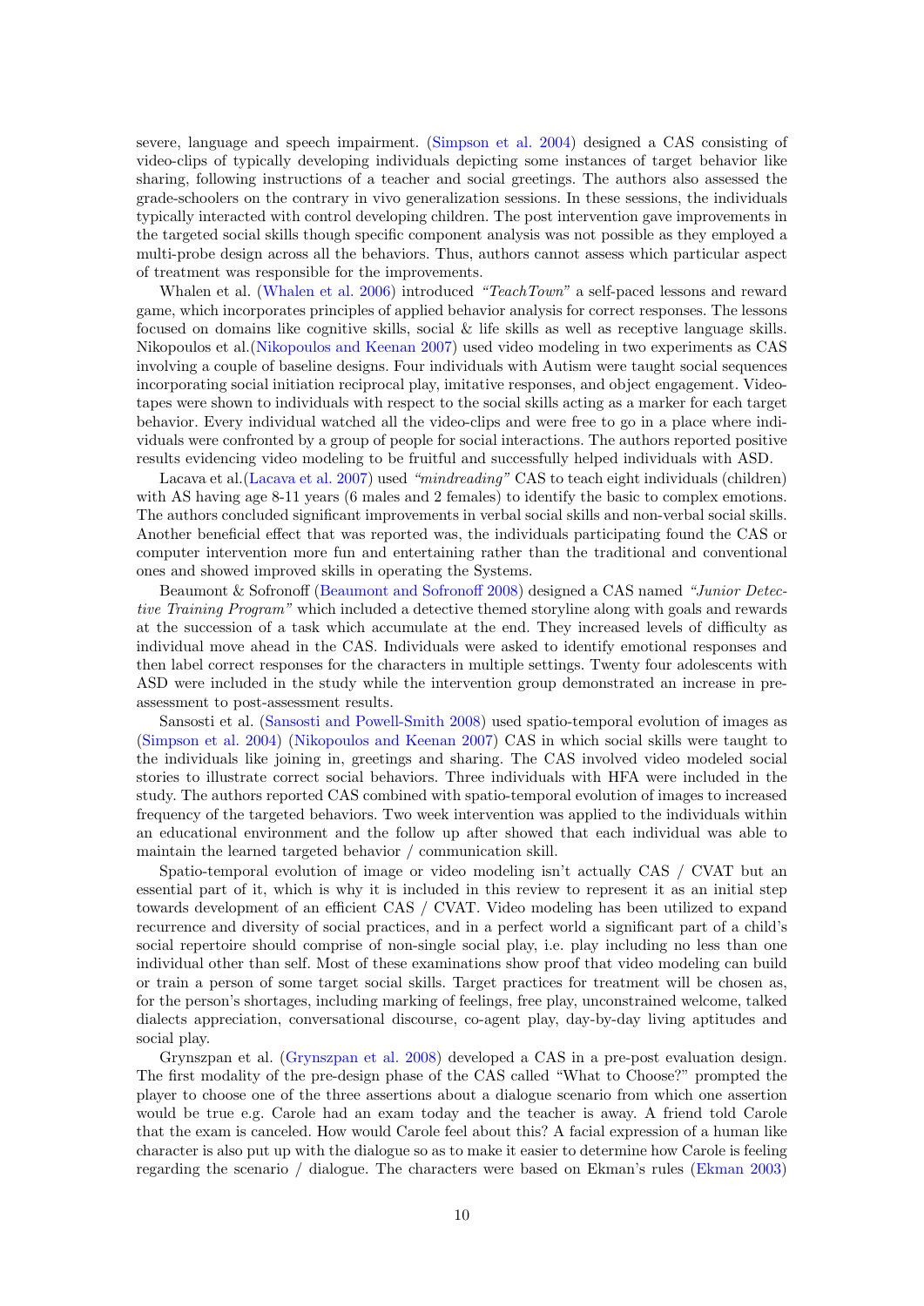severe, language and speech impairment. (Simpson et al. 2004) designed a CAS consisting of video-clips of typically developing individuals depicting some instances of target behavior like sharing, following instructions of a teacher and social greetings. The authors also assessed the grade-schoolers on the contrary in vivo generalization sessions. In these sessions, the individuals typically interacted with control developing children. The post intervention gave improvements in the targeted social skills though specific component analysis was not possible as they employed a multi-probe design across all the behaviors. Thus, authors cannot assess which particular aspect of treatment was responsible for the improvements.

Whalen et al. (Whalen et al. 2006) introduced *"TeachTown"* a self-paced lessons and reward game, which incorporates principles of applied behavior analysis for correct responses. The lessons focused on domains like cognitive skills, social & life skills as well as receptive language skills. Nikopoulos et al.(Nikopoulos and Keenan 2007) used video modeling in two experiments as CAS involving a couple of baseline designs. Four individuals with Autism were taught social sequences incorporating social initiation reciprocal play, imitative responses, and object engagement. Videotapes were shown to individuals with respect to the social skills acting as a marker for each target behavior. Every individual watched all the video-clips and were free to go in a place where individuals were confronted by a group of people for social interactions. The authors reported positive results evidencing video modeling to be fruitful and successfully helped individuals with ASD.

Lacava et al.(Lacava et al. 2007) used *"mindreading"* CAS to teach eight individuals (children) with AS having age 8-11 years (6 males and 2 females) to identify the basic to complex emotions. The authors concluded significant improvements in verbal social skills and non-verbal social skills. Another beneficial effect that was reported was, the individuals participating found the CAS or computer intervention more fun and entertaining rather than the traditional and conventional ones and showed improved skills in operating the Systems.

Beaumont & Sofronoff (Beaumont and Sofronoff 2008) designed a CAS named *"Junior Detective Training Program"* which included a detective themed storyline along with goals and rewards at the succession of a task which accumulate at the end. They increased levels of difficulty as individual move ahead in the CAS. Individuals were asked to identify emotional responses and then label correct responses for the characters in multiple settings. Twenty four adolescents with ASD were included in the study while the intervention group demonstrated an increase in pre-assessment to post-assessment results.

Sansosti et al. (Sansosti and Powell-Smith 2008) used spatio-temporal evolution of images as (Simpson et al. 2004) (Nikopoulos and Keenan 2007) CAS in which social skills were taught to the individuals like joining in, greetings and sharing. The CAS involved video modeled social stories to illustrate correct social behaviors. Three individuals with HFA were included in the study. The authors reported CAS combined with spatio-temporal evolution of images to increased frequency of the targeted behaviors. Two week intervention was applied to the individuals within an educational environment and the follow up after showed that each individual was able to maintain the learned targeted behavior / communication skill.

Spatio-temporal evolution of image or video modeling isn't actually CAS / CVAT but an essential part of it, which is why it is included in this review to represent it as an initial step towards development of an efficient CAS / CVAT. Video modeling has been utilized to expand recurrence and diversity of social practices, and in a perfect world a significant part of a child's social repertoire should comprise of non-single social play, i.e. play including no less than one individual other than self. Most of these examinations show proof that video modeling can build or train a person of some target social skills. Target practices for treatment will be chosen as, for the person's shortages, including marking of feelings, free play, unconstrained welcome, talked dialects appreciation, conversational discourse, co-agent play, day-by-day living aptitudes and social play.

Grynszpan et al. (Grynszpan et al. 2008) developed a CAS in a pre-post evaluation design. The first modality of the pre-design phase of the CAS called "What to Choose?" prompted the player to choose one of the three assertions about a dialogue scenario from which one assertion would be true e.g. Carole had an exam today and the teacher is away. A friend told Carole that the exam is canceled. How would Carole feel about this? A facial expression of a human like character is also put up with the dialogue so as to make it easier to determine how Carole is feeling regarding the scenario / dialogue. The characters were based on Ekman's rules (Ekman 2003)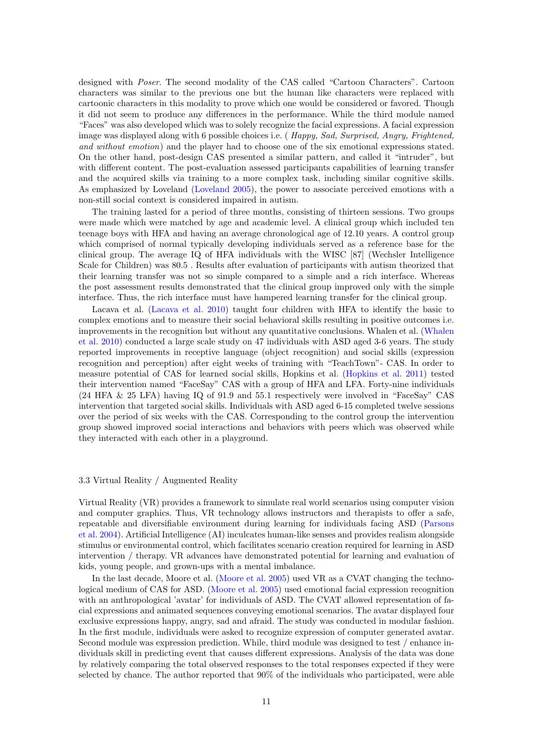designed with *Poser*. The second modality of the CAS called "Cartoon Characters". Cartoon characters was similar to the previous one but the human like characters were replaced with cartoonic characters in this modality to prove which one would be considered or favored. Though it did not seem to produce any differences in the performance. While the third module named "Faces" was also developed which was to solely recognize the facial expressions. A facial expression image was displayed along with 6 possible choices i.e. ( *Happy, Sad, Surprised, Angry, Frightened, and without emotion*) and the player had to choose one of the six emotional expressions stated. On the other hand, post-design CAS presented a similar pattern, and called it "intruder", but with different content. The post-evaluation assessed participants capabilities of learning transfer and the acquired skills via training to a more complex task, including similar cognitive skills. As emphasized by Loveland (Loveland 2005), the power to associate perceived emotions with a non-still social context is considered impaired in autism.

The training lasted for a period of three months, consisting of thirteen sessions. Two groups were made which were matched by age and academic level. A clinical group which included ten teenage boys with HFA and having an average chronological age of 12.10 years. A control group which comprised of normal typically developing individuals served as a reference base for the clinical group. The average IQ of HFA individuals with the WISC [87] (Wechsler Intelligence Scale for Children) was 80.5 . Results after evaluation of participants with autism theorized that their learning transfer was not so simple compared to a simple and a rich interface. Whereas the post assessment results demonstrated that the clinical group improved only with the simple interface. Thus, the rich interface must have hampered learning transfer for the clinical group.

Lacava et al. (Lacava et al. 2010) taught four children with HFA to identify the basic to complex emotions and to measure their social behavioral skills resulting in positive outcomes i.e. improvements in the recognition but without any quantitative conclusions. Whalen et al. (Whalen et al. 2010) conducted a large scale study on 47 individuals with ASD aged 3-6 years. The study reported improvements in receptive language (object recognition) and social skills (expression recognition and perception) after eight weeks of training with "TeachTown"- CAS. In order to measure potential of CAS for learned social skills, Hopkins et al. (Hopkins et al. 2011) tested their intervention named "FaceSay" CAS with a group of HFA and LFA. Forty-nine individuals (24 HFA & 25 LFA) having IQ of 91.9 and 55.1 respectively were involved in "FaceSay" CAS intervention that targeted social skills. Individuals with ASD aged 6-15 completed twelve sessions over the period of six weeks with the CAS. Corresponding to the control group the intervention group showed improved social interactions and behaviors with peers which was observed while they interacted with each other in a playground.

### 3.3 Virtual Reality / Augmented Reality

Virtual Reality (VR) provides a framework to simulate real world scenarios using computer vision and computer graphics. Thus, VR technology allows instructors and therapists to offer a safe, repeatable and diversifiable environment during learning for individuals facing ASD (Parsons et al. 2004). Artificial Intelligence (AI) inculcates human-like senses and provides realism alongside stimulus or environmental control, which facilitates scenario creation required for learning in ASD intervention / therapy. VR advances have demonstrated potential for learning and evaluation of kids, young people, and grown-ups with a mental imbalance.

In the last decade, Moore et al. (Moore et al. 2005) used VR as a CVAT changing the technological medium of CAS for ASD. (Moore et al. 2005) used emotional facial expression recognition with an anthropological 'avatar' for individuals of ASD. The CVAT allowed representation of facial expressions and animated sequences conveying emotional scenarios. The avatar displayed four exclusive expressions happy, angry, sad and afraid. The study was conducted in modular fashion. In the first module, individuals were asked to recognize expression of computer generated avatar. Second module was expression prediction. While, third module was designed to test / enhance individuals skill in predicting event that causes different expressions. Analysis of the data was done by relatively comparing the total observed responses to the total responses expected if they were selected by chance. The author reported that 90% of the individuals who participated, were able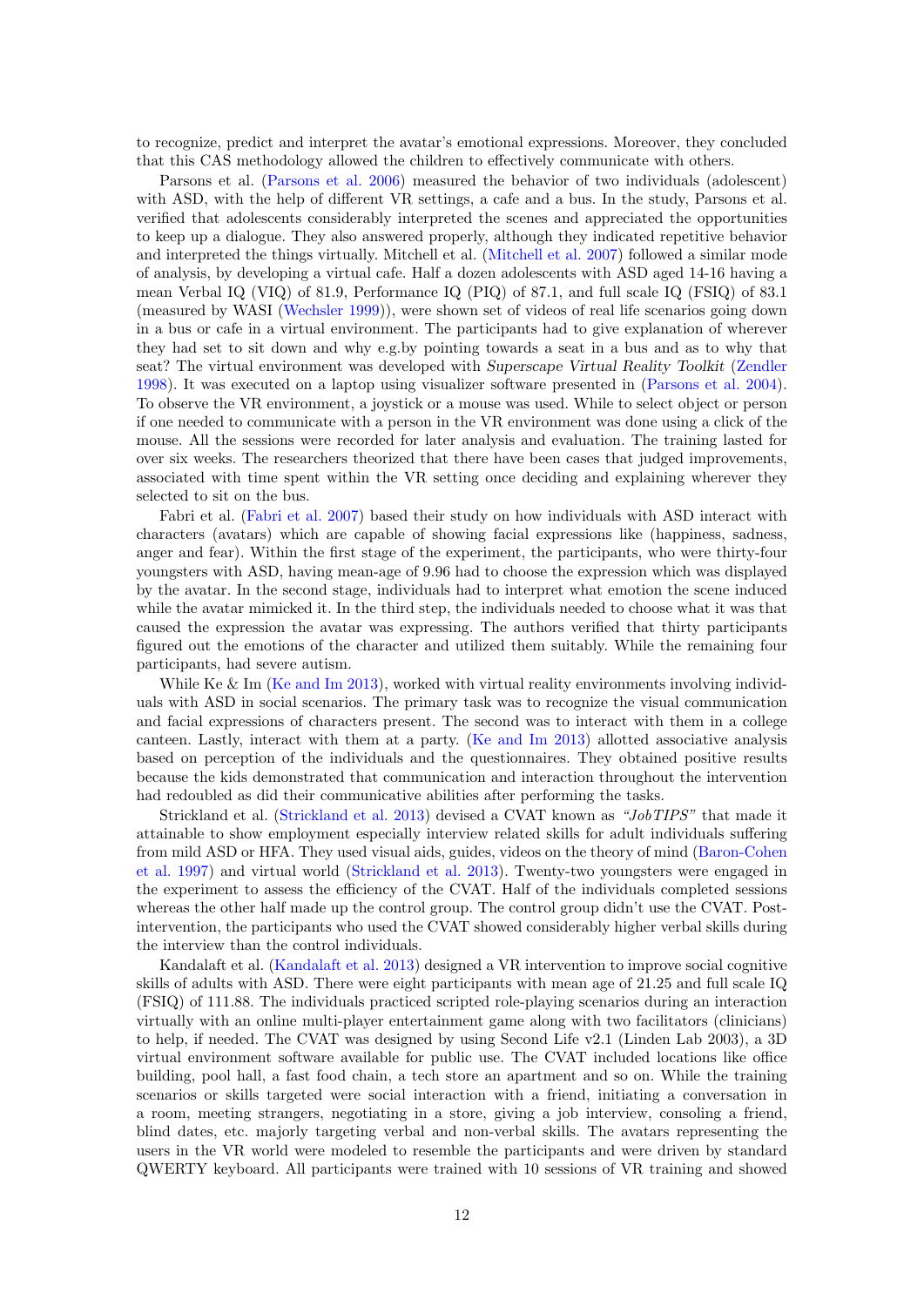to recognize, predict and interpret the avatar's emotional expressions. Moreover, they concluded that this CAS methodology allowed the children to effectively communicate with others.

Parsons et al. (Parsons et al. 2006) measured the behavior of two individuals (adolescent) with ASD, with the help of different VR settings, a cafe and a bus. In the study, Parsons et al. verified that adolescents considerably interpreted the scenes and appreciated the opportunities to keep up a dialogue. They also answered properly, although they indicated repetitive behavior and interpreted the things virtually. Mitchell et al. (Mitchell et al. 2007) followed a similar mode of analysis, by developing a virtual cafe. Half a dozen adolescents with ASD aged 14-16 having a mean Verbal IQ (VIQ) of 81.9, Performance IQ (PIQ) of 87.1, and full scale IQ (FSIQ) of 83.1 (measured by WASI (Wechsler 1999)), were shown set of videos of real life scenarios going down in a bus or cafe in a virtual environment. The participants had to give explanation of wherever they had set to sit down and why e.g.by pointing towards a seat in a bus and as to why that seat? The virtual environment was developed with *Superscape Virtual Reality Toolkit* (Zendler 1998). It was executed on a laptop using visualizer software presented in (Parsons et al. 2004). To observe the VR environment, a joystick or a mouse was used. While to select object or person if one needed to communicate with a person in the VR environment was done using a click of the mouse. All the sessions were recorded for later analysis and evaluation. The training lasted for over six weeks. The researchers theorized that there have been cases that judged improvements, associated with time spent within the VR setting once deciding and explaining wherever they selected to sit on the bus.

Fabri et al. (Fabri et al. 2007) based their study on how individuals with ASD interact with characters (avatars) which are capable of showing facial expressions like (happiness, sadness, anger and fear). Within the first stage of the experiment, the participants, who were thirty-four youngsters with ASD, having mean-age of 9.96 had to choose the expression which was displayed by the avatar. In the second stage, individuals had to interpret what emotion the scene induced while the avatar mimicked it. In the third step, the individuals needed to choose what it was that caused the expression the avatar was expressing. The authors verified that thirty participants figured out the emotions of the character and utilized them suitably. While the remaining four participants, had severe autism.

While Ke & Im (Ke and Im 2013), worked with virtual reality environments involving individuals with ASD in social scenarios. The primary task was to recognize the visual communication and facial expressions of characters present. The second was to interact with them in a college canteen. Lastly, interact with them at a party. (Ke and Im 2013) allotted associative analysis based on perception of the individuals and the questionnaires. They obtained positive results because the kids demonstrated that communication and interaction throughout the intervention had redoubled as did their communicative abilities after performing the tasks.

Strickland et al. (Strickland et al. 2013) devised a CVAT known as *"JobTIPS"* that made it attainable to show employment especially interview related skills for adult individuals suffering from mild ASD or HFA. They used visual aids, guides, videos on the theory of mind (Baron-Cohen et al. 1997) and virtual world (Strickland et al. 2013). Twenty-two youngsters were engaged in the experiment to assess the efficiency of the CVAT. Half of the individuals completed sessions whereas the other half made up the control group. The control group didn't use the CVAT. Post-intervention, the participants who used the CVAT showed considerably higher verbal skills during the interview than the control individuals.

Kandalaft et al. (Kandalaft et al. 2013) designed a VR intervention to improve social cognitive skills of adults with ASD. There were eight participants with mean age of 21.25 and full scale IQ (FSIQ) of 111.88. The individuals practiced scripted role-playing scenarios during an interaction virtually with an online multi-player entertainment game along with two facilitators (clinicians) to help, if needed. The CVAT was designed by using Second Life v2.1 (Linden Lab 2003), a 3D virtual environment software available for public use. The CVAT included locations like office building, pool hall, a fast food chain, a tech store an apartment and so on. While the training scenarios or skills targeted were social interaction with a friend, initiating a conversation in a room, meeting strangers, negotiating in a store, giving a job interview, consoling a friend, blind dates, etc. majorly targeting verbal and non-verbal skills. The avatars representing the users in the VR world were modeled to resemble the participants and were driven by standard QWERTY keyboard. All participants were trained with 10 sessions of VR training and showed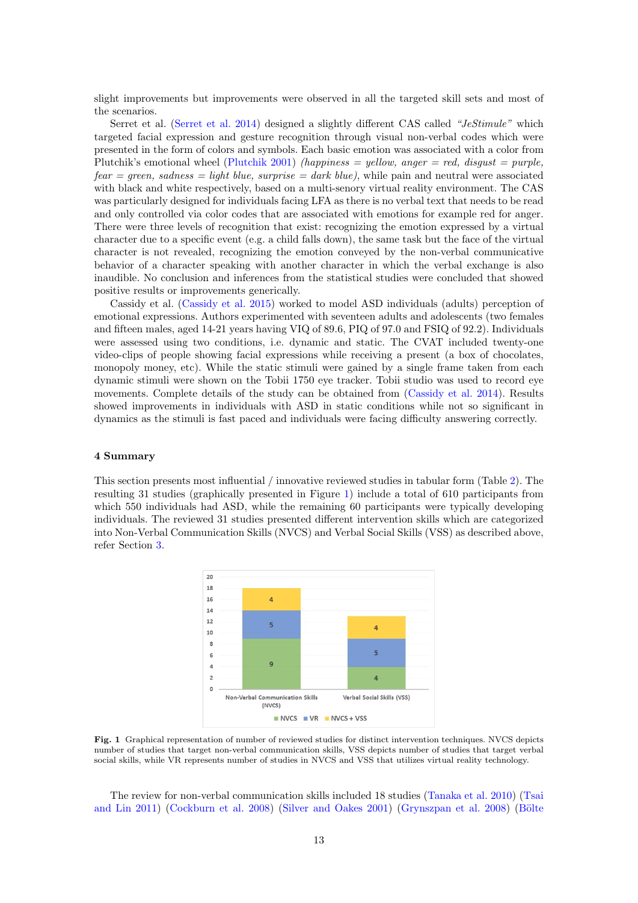slight improvements but improvements were observed in all the targeted skill sets and most of the scenarios.

Serret et al. (Serret et al. 2014) designed a slightly different CAS called *"JeStimule"* which targeted facial expression and gesture recognition through visual non-verbal codes which were presented in the form of colors and symbols. Each basic emotion was associated with a color from Plutchik's emotional wheel (Plutchik 2001) *(happiness = yellow, anger = red, disgust = purple, fear = green, sadness = light blue, surprise = dark blue)*, while pain and neutral were associated with black and white respectively, based on a multi-senory virtual reality environment. The CAS was particularly designed for individuals facing LFA as there is no verbal text that needs to be read and only controlled via color codes that are associated with emotions for example red for anger. There were three levels of recognition that exist: recognizing the emotion expressed by a virtual character due to a specific event (e.g. a child falls down), the same task but the face of the virtual character is not revealed, recognizing the emotion conveyed by the non-verbal communicative behavior of a character speaking with another character in which the verbal exchange is also inaudible. No conclusion and inferences from the statistical studies were concluded that showed positive results or improvements generically.

Cassidy et al. (Cassidy et al. 2015) worked to model ASD individuals (adults) perception of emotional expressions. Authors experimented with seventeen adults and adolescents (two females and fifteen males, aged 14-21 years having VIQ of 89.6, PIQ of 97.0 and FSIQ of 92.2). Individuals were assessed using two conditions, i.e. dynamic and static. The CVAT included twenty-one video-clips of people showing facial expressions while receiving a present (a box of chocolates, monopoly money, etc). While the static stimuli were gained by a single frame taken from each dynamic stimuli were shown on the Tobii 1750 eye tracker. Tobii studio was used to record eye movements. Complete details of the study can be obtained from (Cassidy et al. 2014). Results showed improvements in individuals with ASD in static conditions while not so significant in dynamics as the stimuli is fast paced and individuals were facing difficulty answering correctly.

## 4 Summary

This section presents most influential / innovative reviewed studies in tabular form (Table 2). The resulting 31 studies (graphically presented in Figure 1) include a total of 610 participants from which 550 individuals had ASD, while the remaining 60 participants were typically developing individuals. The reviewed 31 studies presented different intervention skills which are categorized into Non-Verbal Communication Skills (NVCS) and Verbal Social Skills (VSS) as described above, refer Section 3.

**Fig. 1** Graphical representation of number of reviewed studies for distinct intervention techniques. NVCS depicts number of studies that target non-verbal communication skills, VSS depicts number of studies that target verbal social skills, while VR represents number of studies in NVCS and VSS that utilizes virtual reality technology.

The review for non-verbal communication skills included 18 studies (Tanaka et al. 2010) (Tsai and Lin 2011) (Cockburn et al. 2008) (Silver and Oakes 2001) (Grynszpan et al. 2008) (Bölte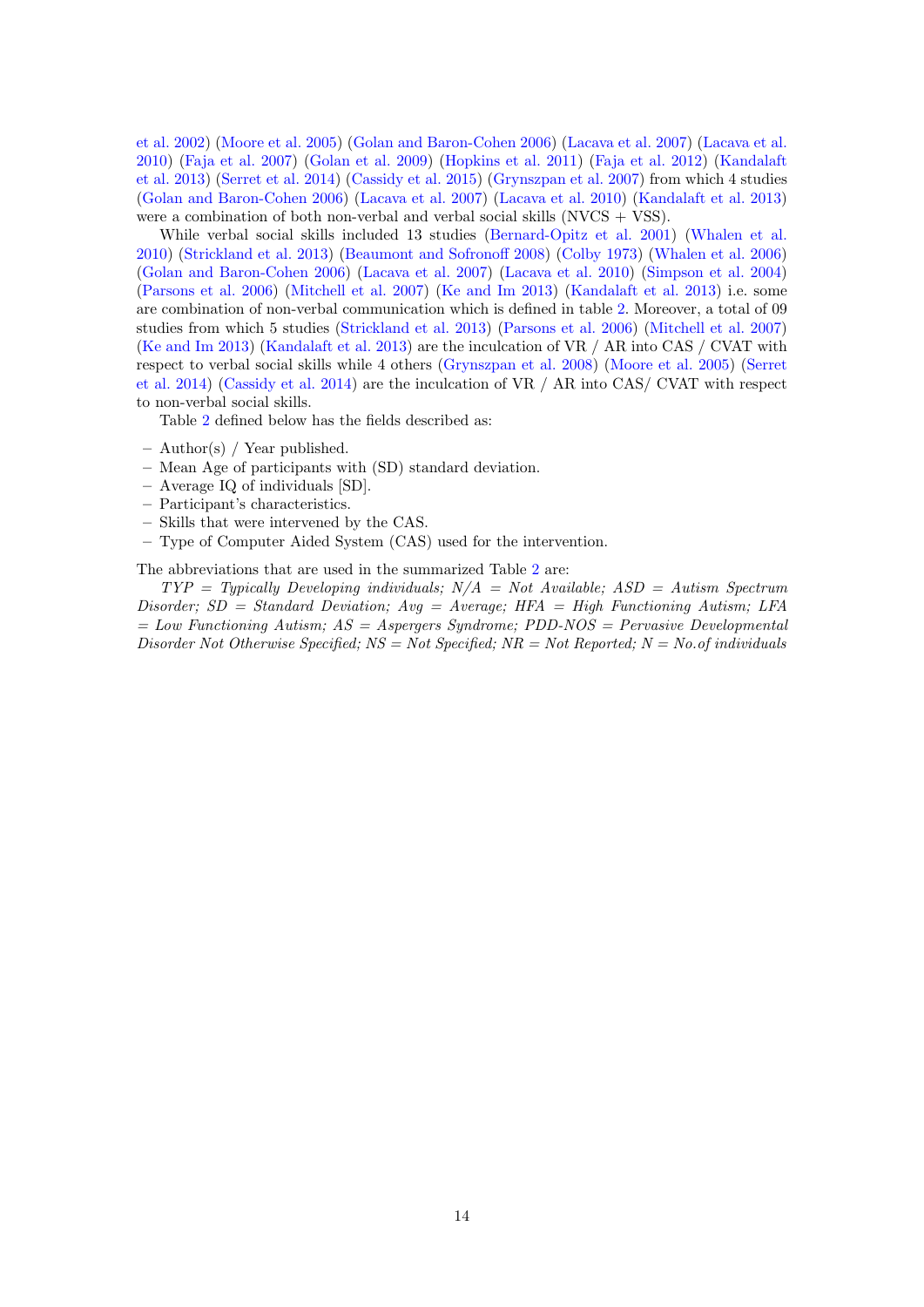et al. 2002) (Moore et al. 2005) (Golan and Baron-Cohen 2006) (Lacava et al. 2007) (Lacava et al. 2010) (Faja et al. 2007) (Golan et al. 2009) (Hopkins et al. 2011) (Faja et al. 2012) (Kandalaft et al. 2013) (Serret et al. 2014) (Cassidy et al. 2015) (Grynszpan et al. 2007) from which 4 studies (Golan and Baron-Cohen 2006) (Lacava et al. 2007) (Lacava et al. 2010) (Kandalaft et al. 2013) were a combination of both non-verbal and verbal social skills (NVCS + VSS).

While verbal social skills included 13 studies (Bernard-Opitz et al. 2001) (Whalen et al. 2010) (Strickland et al. 2013) (Beaumont and Sofronoff 2008) (Colby 1973) (Whalen et al. 2006) (Golan and Baron-Cohen 2006) (Lacava et al. 2007) (Lacava et al. 2010) (Simpson et al. 2004) (Parsons et al. 2006) (Mitchell et al. 2007) (Ke and Im 2013) (Kandalaft et al. 2013) i.e. some are combination of non-verbal communication which is defined in table 2. Moreover, a total of 09 studies from which 5 studies (Strickland et al. 2013) (Parsons et al. 2006) (Mitchell et al. 2007) (Ke and Im 2013) (Kandalaft et al. 2013) are the inculcation of VR / AR into CAS / CVAT with respect to verbal social skills while 4 others (Grynszpan et al. 2008) (Moore et al. 2005) (Serret et al. 2014) (Cassidy et al. 2014) are the inculcation of VR / AR into CAS/ CVAT with respect to non-verbal social skills.

Table 2 defined below has the fields described as:

- Author(s) / Year published.
- Mean Age of participants with (SD) standard deviation.
- Average IQ of individuals [SD].
- Participant's characteristics.
- Skills that were intervened by the CAS.
- Type of Computer Aided System (CAS) used for the intervention.

The abbreviations that are used in the summarized Table 2 are:

*TYP = Typically Developing individuals; N/A = Not Available; ASD = Autism Spectrum Disorder; SD = Standard Deviation; Avg = Average; HFA = High Functioning Autism; LFA = Low Functioning Autism; AS = Aspergers Syndrome; PDD-NOS = Pervasive Developmental Disorder Not Otherwise Specified; NS = Not Specified; NR = Not Reported; N = No.of individuals*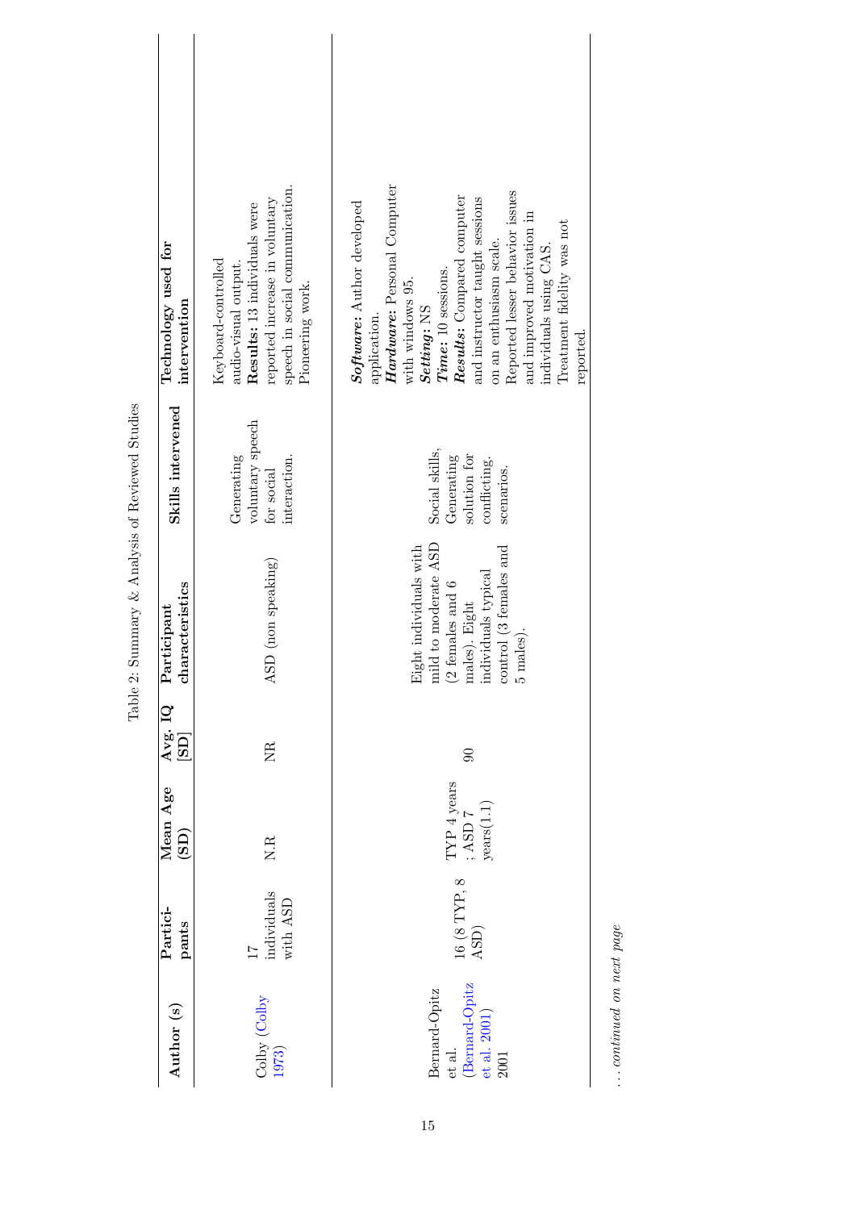Table 2: Summary & Analysis of Reviewed Studies

| Author (s) | Partici-pants | Mean Age (SD) | Avg. IQ [SD] | Participant characteristics | Skills intervened | Technology used for intervention |
|---|---|---|---|---|---|---|
| Colby (Colby 1973) | 17 individuals with ASD | N.R | NR | ASD (non speaking) | Generating voluntary speech for social interaction. | Keyboard-controlled audio-visual output. **Results:** 13 individuals were reported increase in voluntary speech in social communication. Pioneering work. |
| Bernard-Opitz et al. (Bernard-Opitz et al. 2001) 2001 | 16 (8 TYP, 8 ASD) | TYP 4 years ; ASD 7 years(1.1) | 90 | Eight individuals with mild to moderate ASD (2 females and 6 males). Eight individuals typical control (3 females and 5 males). | Social skills, Generating solution for conflicting. scenarios. | ***Software:*** Author developed application. ***Hardware:*** Personal Computer with windows 95. ***Setting:*** NS ***Time:*** 10 sessions. ***Results:*** Compared computer and instructor taught sessions on an enthusiasm scale. Reported lesser behavior issues and improved motivation in individuals using CAS. Treatment fidelity was not reported. |

*... continued on next page*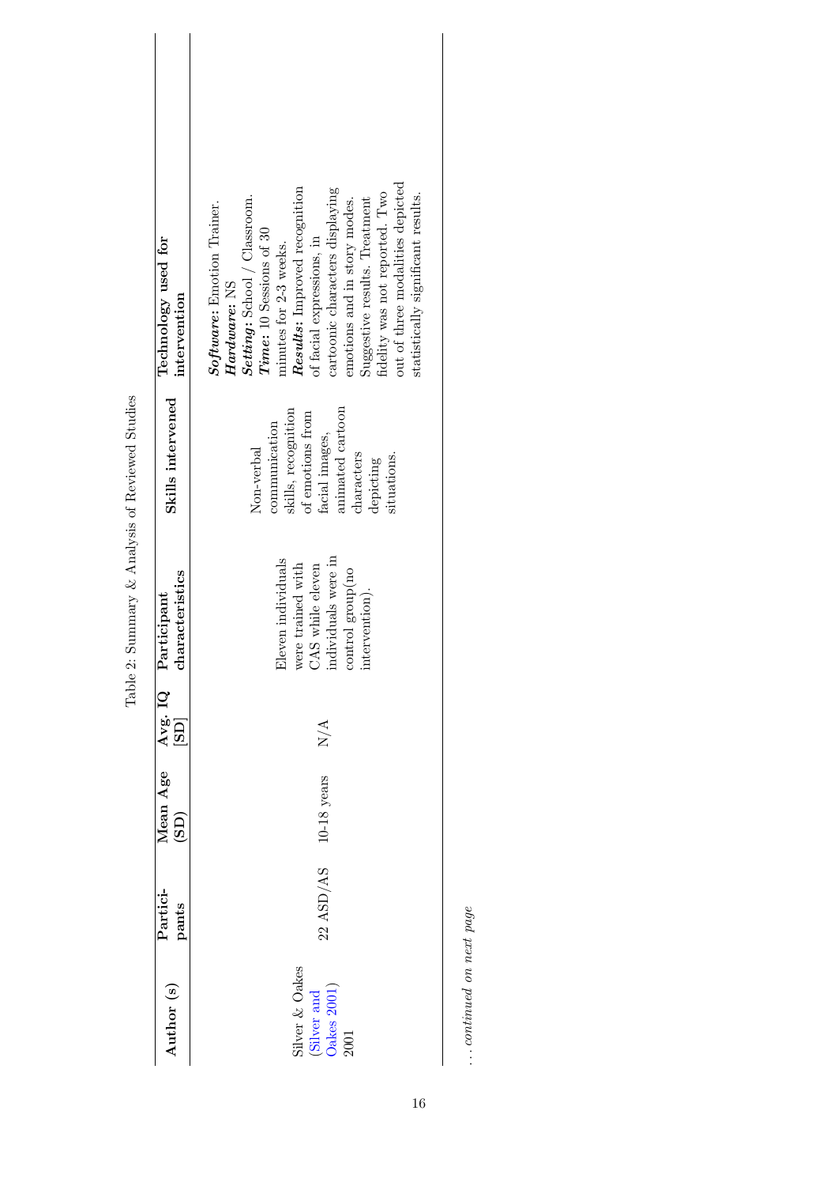Table 2: Summary & Analysis of Reviewed Studies

| Author (s) | Participants | Mean Age (SD) | Avg. IQ [SD] | Participant characteristics | Skills intervened | Technology used for intervention |
|---|---|---|---|---|---|---|
| Silver & Oakes (Silver and Oakes 2001) 2001 | 22 ASD/AS | 10-18 years | N/A | Eleven individuals were trained with CAS while eleven individuals were in control group(no intervention). | Non-verbal communication skills, recognition of emotions from facial images, animated cartoon characters depicting situations. | ***Software:*** Emotion Trainer. ***Hardware:*** NS ***Setting:*** School / Classroom. ***Time:*** 10 Sessions of 30 minutes for 2-3 weeks. ***Results:*** Improved recognition of facial expressions, in cartoonic characters displaying emotions and in story modes. Suggestive results. Treatment fidelity was not reported. Two out of three modalities depicted statistically significant results. |

*... continued on next page*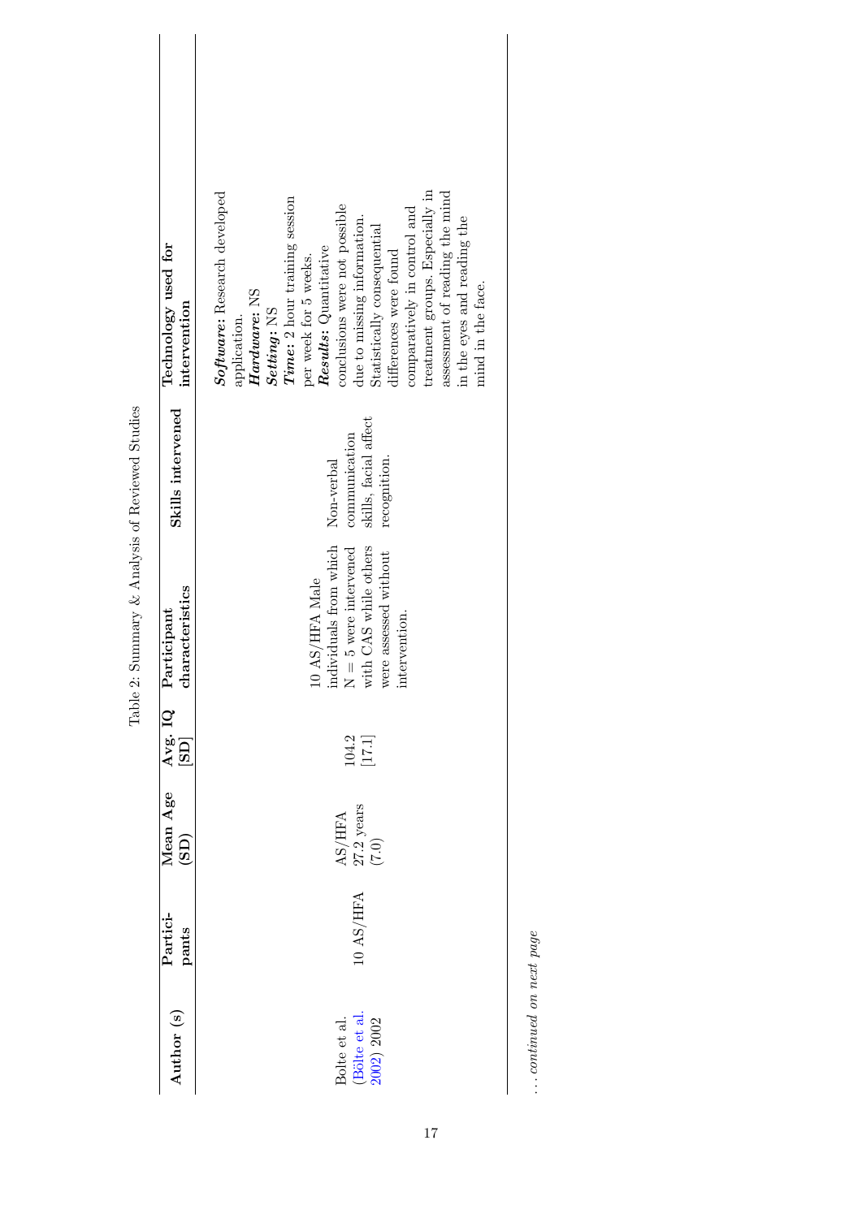Table 2: Summary & Analysis of Reviewed Studies

| Author (s) | Partici-pants | Mean Age (SD) | Avg. IQ [SD] | Participant characteristics | Skills intervened | Technology used for intervention |
|---|---|---|---|---|---|---|
| Bolte et al. (Bölte et al. 2002) 2002 | 10 AS/HFA | AS/HFA 27.2 years (7.0) | 104.2 [17.1] | 10 AS/HFA Male individuals from which N = 5 were intervened with CAS while others were assessed without intervention. | Non-verbal communication skills, facial affect recognition. | ***Software:*** Research developed application. ***Hardware:*** NS ***Setting:*** NS ***Time:*** 2 hour training session per week for 5 weeks. ***Results:*** Quantitative conclusions were not possible due to missing information. Statistically consequential differences were found comparatively in control and treatment groups. Especially in assessment of reading the mind in the eyes and reading the mind in the face. |

*... continued on next page*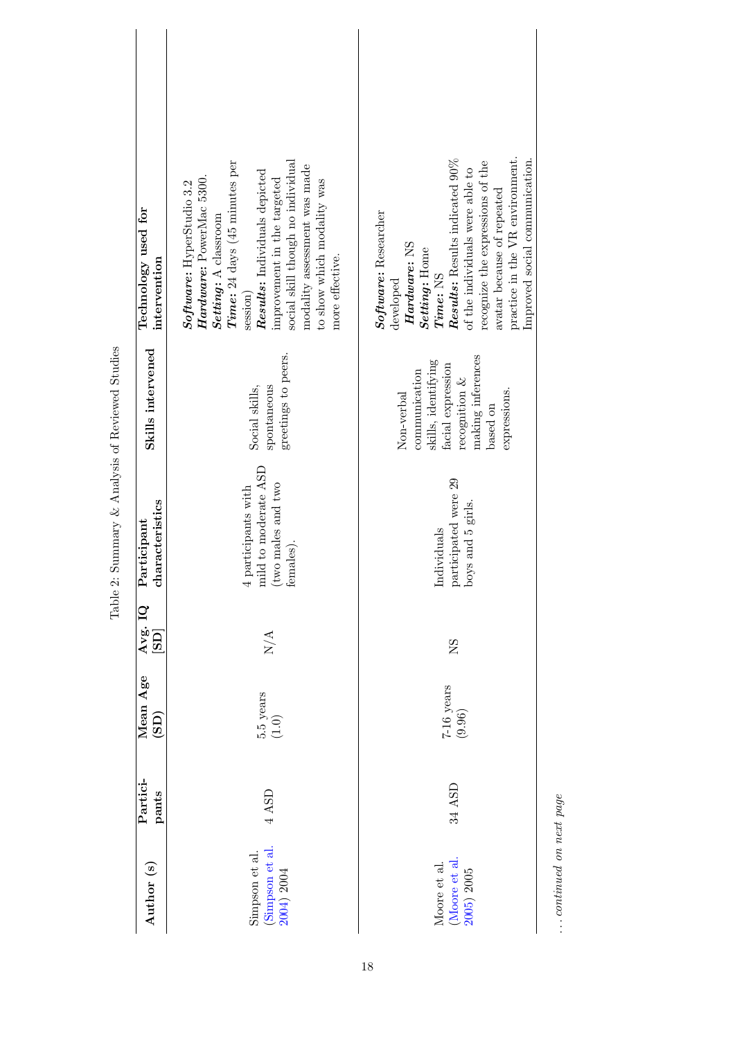Table 2: Summary & Analysis of Reviewed Studies

| Author (s) | Partici-pants | Mean Age (SD) | Avg. IQ [SD] | Participant characteristics | Skills intervened | Technology used for intervention |
|---|---|---|---|---|---|---|
| Simpson et al. (Simpson et al. 2004) 2004 | 4 ASD | 5.5 years (1.0) | N/A | 4 participants with mild to moderate ASD (two males and two females). | Social skills, spontaneous greetings to peers. | ***Software:*** HyperStudio 3.2 ***Hardware:*** PowerMac 5300. ***Setting:*** A classroom ***Time:*** 24 days (45 minutes per session) ***Results:*** Individuals depicted improvement in the targeted social skill though no individual modality assessment was made to show which modality was more effective. |
| Moore et al. (Moore et al. 2005) 2005 | 34 ASD | 7-16 years (9.96) | NS | Individuals participated were 29 boys and 5 girls. | Non-verbal communication skills, identifying facial expression recognition & making inferences based on expressions. | ***Software:*** Researcher developed ***Hardware:*** NS ***Setting:*** Home ***Time:*** NS ***Results:*** Results indicated 90% of the individuals were able to recognize the expressions of the avatar because of repeated practice in the VR environment. Improved social communication. |

*... continued on next page*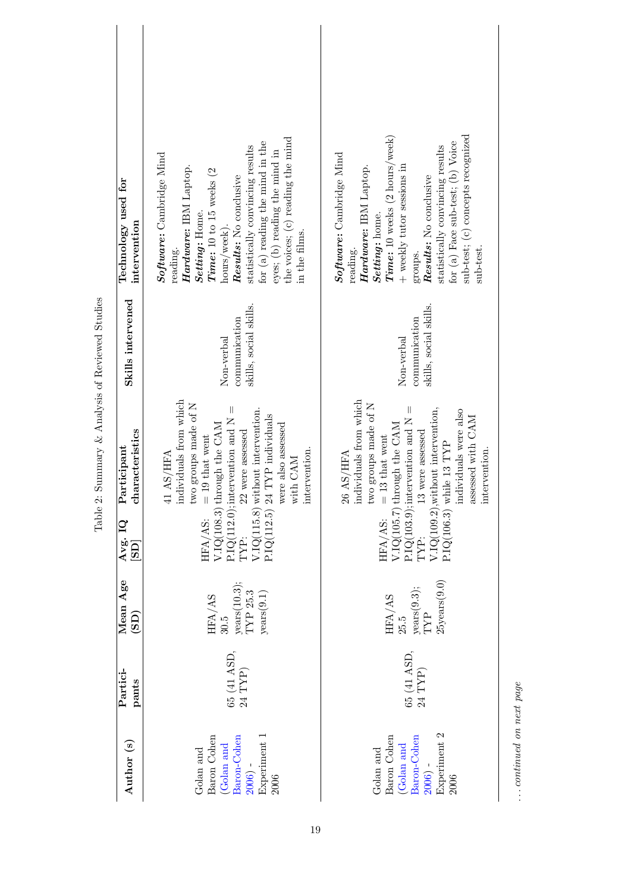Table 2: Summary & Analysis of Reviewed Studies

| Author (s) | Partici-pants | Mean Age (SD) | Avg. IQ [SD] | Participant characteristics | Skills intervened | Technology used for intervention |
|---|---|---|---|---|---|---|
| Golan and Baron Cohen (Golan and Baron-Cohen 2006) - Experiment 1 2006 | 65 (41 ASD, 24 TYP) | HFA/AS 30.5 years(10.3); TYP 25.3 years(9.1) | HFA/AS: V.IQ(108.3) P.IQ(112.0); TYP: V.IQ(115.8) P.IQ(112.5) | 41 AS/HFA individuals from which two groups made of N = 19 that went through the CAM intervention and N = 22 were assessed without intervention. 24 TYP individuals were also assessed with CAM intervention. | Non-verbal communication skills, social skills. | ***Software:*** Cambridge Mind reading. ***Hardware:*** IBM Laptop. ***Setting:*** Home. ***Time:*** 10 to 15 weeks (2 hours/week). ***Results:*** No conclusive statistically convincing results for (a) reading the mind in the eyes; (b) reading the mind in the voices; (c) reading the mind in the films. |
| Golan and Baron Cohen (Golan and Baron-Cohen 2006) - Experiment 2 2006 | 65 (41 ASD, 24 TYP) | HFA/AS 25.5 years(9.3); TYP 25years(9.0) | HFA/AS: V.IQ(105.7) P.IQ(103.9); TYP: V.IQ(109.2) P.IQ(106.3) | 26 AS/HFA individuals from which two groups made of N = 13 that went through the CAM intervention and N = 13 were assessed without intervention, while 13 TYP individuals were also assessed with CAM intervention. | Non-verbal communication skills, social skills. | ***Software:*** Cambridge Mind reading. ***Hardware:*** IBM Laptop. ***Setting:*** home. ***Time:*** 10 weeks (2 hours/week) + weekly tutor sessions in groups. ***Results:*** No conclusive statistically convincing results for (a) Face sub-test; (b) Voice sub-test; (c) concepts recognized sub-test. |

*... continued on next page*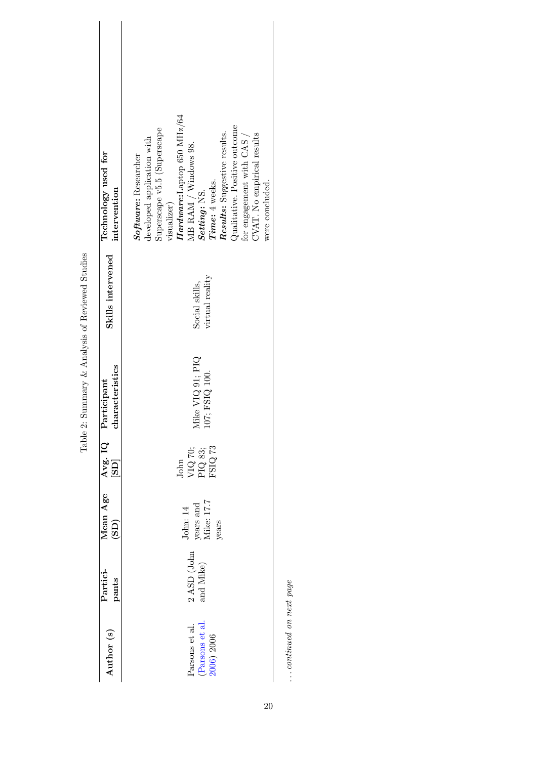Table 2: Summary & Analysis of Reviewed Studies

| Author (s) | Partici-pants | Mean Age (SD) | Avg. IQ [SD] | Participant characteristics | Skills intervened | Technology used for intervention |
|---|---|---|---|---|---|---|
| Parsons et al. (Parsons et al. 2006) 2006 | 2 ASD (John and Mike) | John: 14 years and Mike: 17.7 years | John VIQ 70; PIQ 83; FSIQ 73 | Mike VIQ 91; PIQ 107; FSIQ 100. | Social skills, virtual reality | ***Software:*** Researcher developed application with Superscape v5.5 (Superscape visualizer) ***Hardware:***Laptop 650 MHz/64 MB RAM / Windows 98. ***Setting:*** NS. ***Time:*** 4 weeks. ***Results:*** Suggestive results. Qualitative. Positive outcome for engagement with CAS / CVAT. No empirical results were concluded. |

*... continued on next page*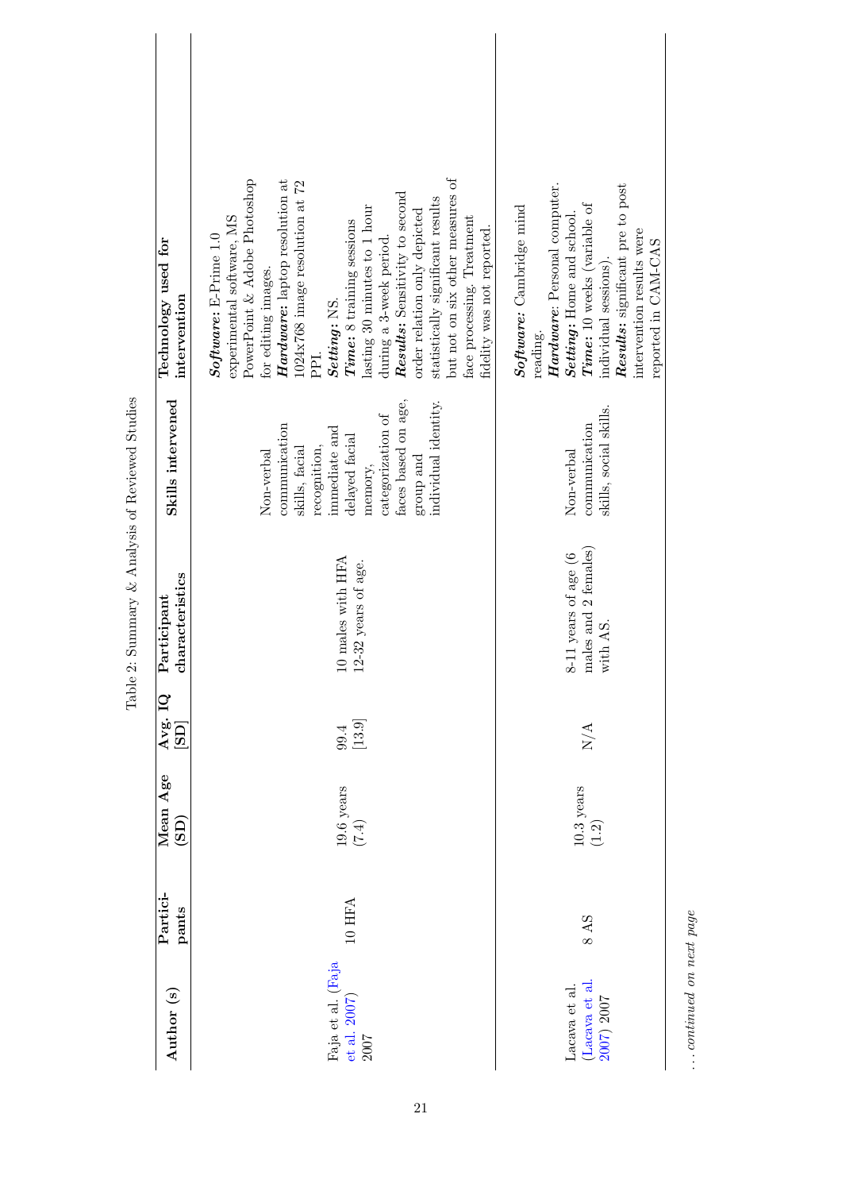Table 2: Summary & Analysis of Reviewed Studies

| Author (s) | Partici-pants | Mean Age (SD) | Avg. IQ [SD] | Participant characteristics | Skills intervened | Technology used for intervention |
|---|---|---|---|---|---|---|
| Faja et al. (Faja et al. 2007) 2007 | 10 HFA | 19.6 years (7.4) | 99.4 [13.9] | 10 males with HFA 12-32 years of age. | Non-verbal communication skills, facial recognition, immediate and delayed facial memory, categorization of faces based on age, group and individual identity. | ***Software:*** E-Prime 1.0 experimental software, MS PowerPoint & Adobe Photoshop for editing images. ***Hardware:*** laptop resolution at 1024x768 image resolution at 72 PPI. ***Setting:*** NS. ***Time:*** 8 training sessions lasting 30 minutes to 1 hour during a 3-week period. ***Results:*** Sensitivity to second order relation only depicted statistically significant results but not on six other measures of face processing. Treatment fidelity was not reported. |
| Lacava et al. (Lacava et al. 2007) 2007 | 8 AS | 10.3 years (1.2) | N/A | 8-11 years of age (6 males and 2 females) with AS. | Non-verbal communication skills, social skills. | ***Software:*** Cambridge mind reading. ***Hardware:*** Personal computer. ***Setting:*** Home and school. ***Time:*** 10 weeks (variable of individual sessions). ***Results:*** significant pre to post intervention results were reported in CAM-CAS |

*... continued on next page*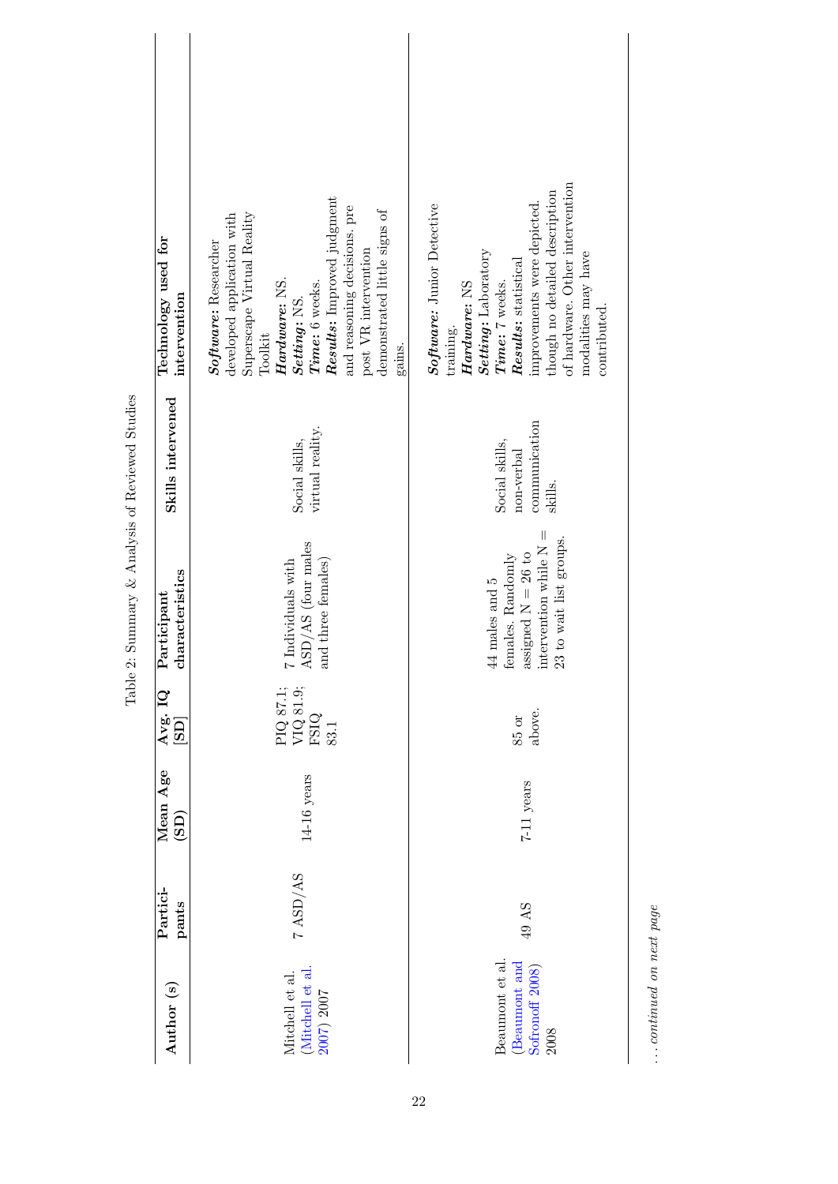Table 2: Summary & Analysis of Reviewed Studies

| Author (s) | Partici-pants | Mean Age (SD) | Avg. IQ [SD] | Participant characteristics | Skills intervened | Technology used for intervention |
|---|---|---|---|---|---|---|
| Mitchell et al. (Mitchell et al. 2007) 2007 | 7 ASD/AS | 14-16 years | PIQ 87.1; VIQ 81.9; FSIQ 83.1 | 7 Individuals with ASD/AS (four males and three females) | Social skills, virtual reality. | ***Software:*** Researcher developed application with Superscape Virtual Reality Toolkit ***Hardware:*** NS. ***Setting:*** NS. ***Time:*** 6 weeks. ***Results:*** Improved judgment and reasoning decisions. pre post VR intervention demonstrated little signs of gains. |
| Beaumont et al. (Beaumont and Sofronoff 2008) 2008 | 49 AS | 7-11 years | 85 or above. | 44 males and 5 females. Randomly assigned N = 26 to intervention while N = 23 to wait list groups. | Social skills, non-verbal communication skills. | ***Software:*** Junior Detective training. ***Hardware:*** NS ***Setting:*** Laboratory ***Time:*** 7 weeks. ***Results:*** statistical improvements were depicted. though no detailed description of hardware. Other intervention modalities may have contributed. |

*... continued on next page*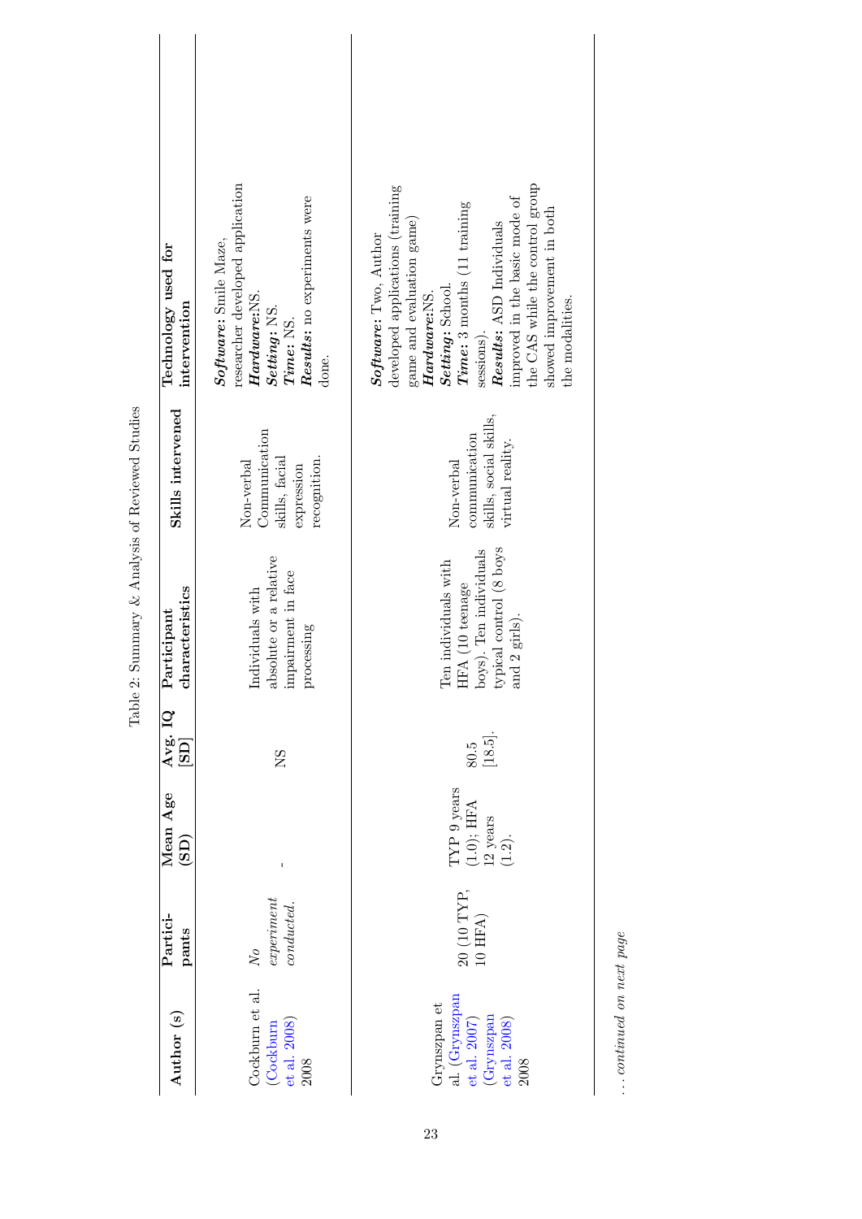Table 2: Summary & Analysis of Reviewed Studies

| Author (s) | Partici-pants | Mean Age (SD) | Avg. IQ [SD] | Participant characteristics | Skills intervened | Technology used for intervention |
|---|---|---|---|---|---|---|
| Cockburn et al. (Cockburn et al. 2008) 2008 | *No experiment conducted.* | - | NS | Individuals with absolute or a relative impairment in face processing | Non-verbal Communication skills, facial expression recognition. | ***Software:*** Smile Maze, researcher developed application ***Hardware:***NS. ***Setting:*** NS. ***Time:*** NS. ***Results:*** no experiments were done. |
| Grynszpan et al. (Grynszpan et al. 2007) (Grynszpan et al. 2008) 2008 | 20 (10 TYP, 10 HFA) | TYP 9 years (1.0); HFA 12 years (1.2). | 80.5 [18.5]. | Ten individuals with HFA (10 teenage boys). Ten individuals typical control (8 boys and 2 girls). | Non-verbal communication skills, social skills, virtual reality. | ***Software:*** Two, Author developed applications (training game and evaluation game) ***Hardware:***NS. ***Setting:*** School. ***Time:*** 3 months (11 training sessions). ***Results:*** ASD Individuals improved in the basic mode of the CAS while the control group showed improvement in both the modalities. |

*... continued on next page*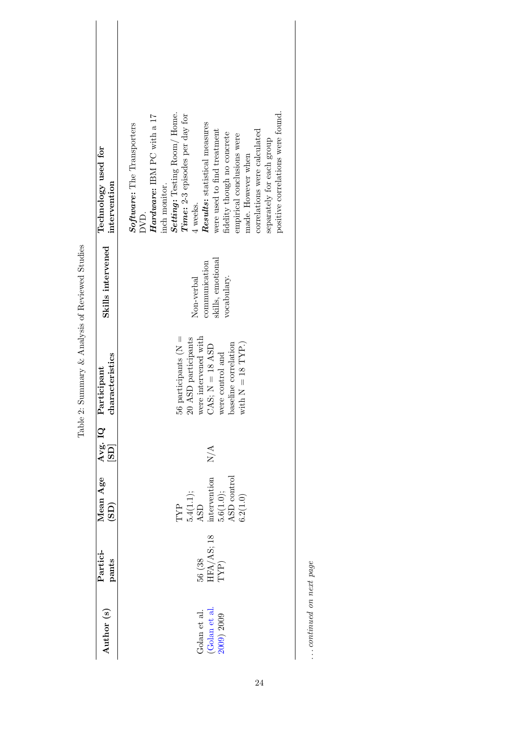Table 2: Summary & Analysis of Reviewed Studies

| Author (s) | Partici-pants | Mean Age (SD) | Avg. IQ [SD] | Participant characteristics | Skills intervened | Technology used for intervention |
|---|---|---|---|---|---|---|
| Golan et al. (Golan et al. 2009) 2009 | 56 (38 HFA/AS; 18 TYP) | TYP 5.4(1.1); ASD intervention 5.6(1.0); ASD control 6.2(1.0) | N/A | 56 participants (N = 20 ASD participants were intervened with CAS; N = 18 ASD were control and baseline correlation with N = 18 TYP.) | Non-verbal communication skills, emotional vocabulary. | ***Software:*** The Transporters DVD. ***Hardware:*** IBM PC with a 17 inch monitor. ***Setting:*** Testing Room/ Home. ***Time:*** 2-3 episodes per day for 4 weeks. ***Results:*** statistical measures were used to find treatment fidelity though no concrete empirical conclusions were made. However when correlations were calculated separately for each group positive correlations were found. |

*... continued on next page*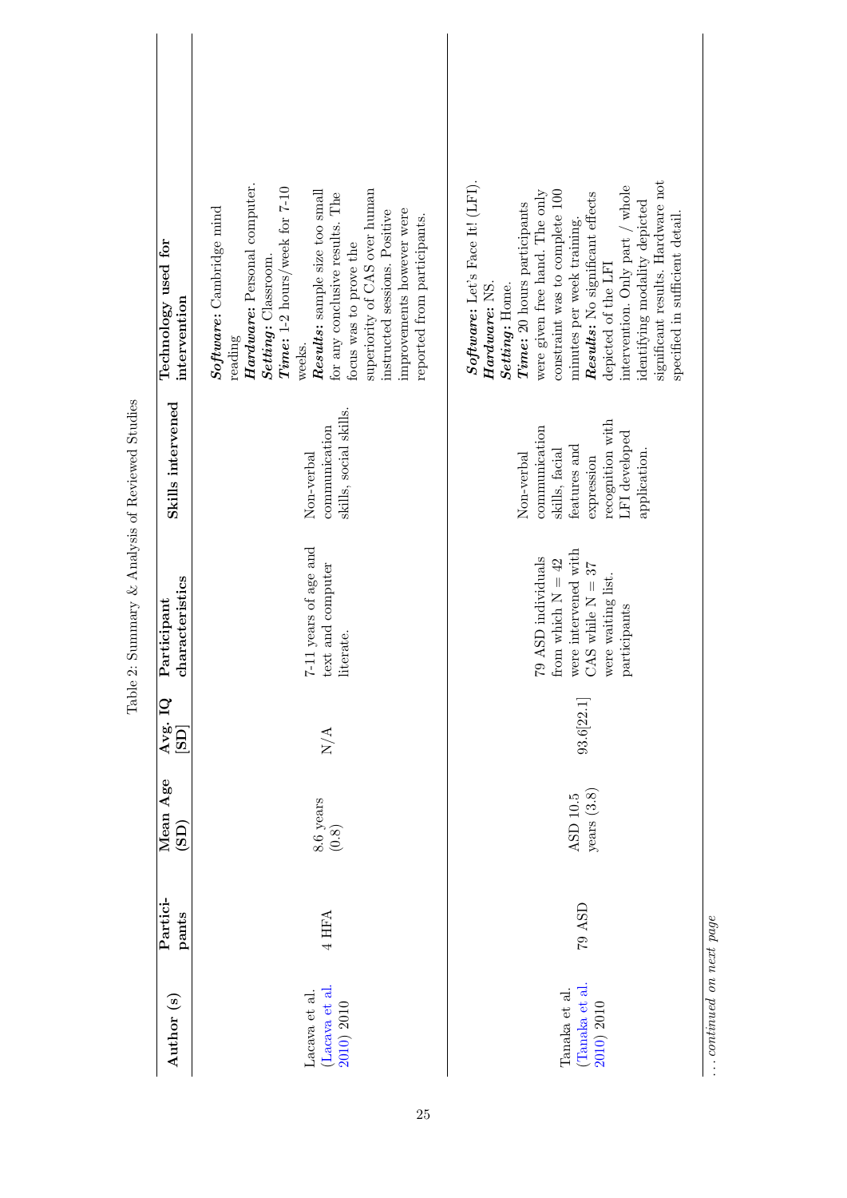Table 2: Summary & Analysis of Reviewed Studies

| Author (s) | Partici-pants | Mean Age (SD) | Avg. IQ [SD] | Participant characteristics | Skills intervened | Technology used for intervention |
|---|---|---|---|---|---|---|
| Lacava et al. (Lacava et al. 2010) 2010 | 4 HFA | 8.6 years (0.8) | N/A | 7-11 years of age and text and computer literate. | Non-verbal communication skills, social skills. | ***Software:*** Cambridge mind reading ***Hardware:*** Personal computer. ***Setting:*** Classroom. ***Time:*** 1-2 hours/week for 7-10 weeks. ***Results:*** sample size too small for any conclusive results. The focus was to prove the superiority of CAS over human instructed sessions. Positive improvements however were reported from participants. |
| Tanaka et al. (Tanaka et al. 2010) 2010 | 79 ASD | ASD 10.5 years (3.8) | 93.6[22.1] | 79 ASD individuals from which N = 42 were intervened with CAS while N = 37 were waiting list. participants | Non-verbal communication skills, facial features and expression recognition with LFI developed application. | ***Software:*** Let's Face It! (LFI). ***Hardware:*** NS. ***Setting:*** Home. ***Time:*** 20 hours participants were given free hand. The only constraint was to complete 100 minutes per week training. ***Results:*** No significant effects depicted of the LFI intervention. Only part / whole identifying modality depicted significant results. Hardware not specified in sufficient detail. |

... *continued on next page*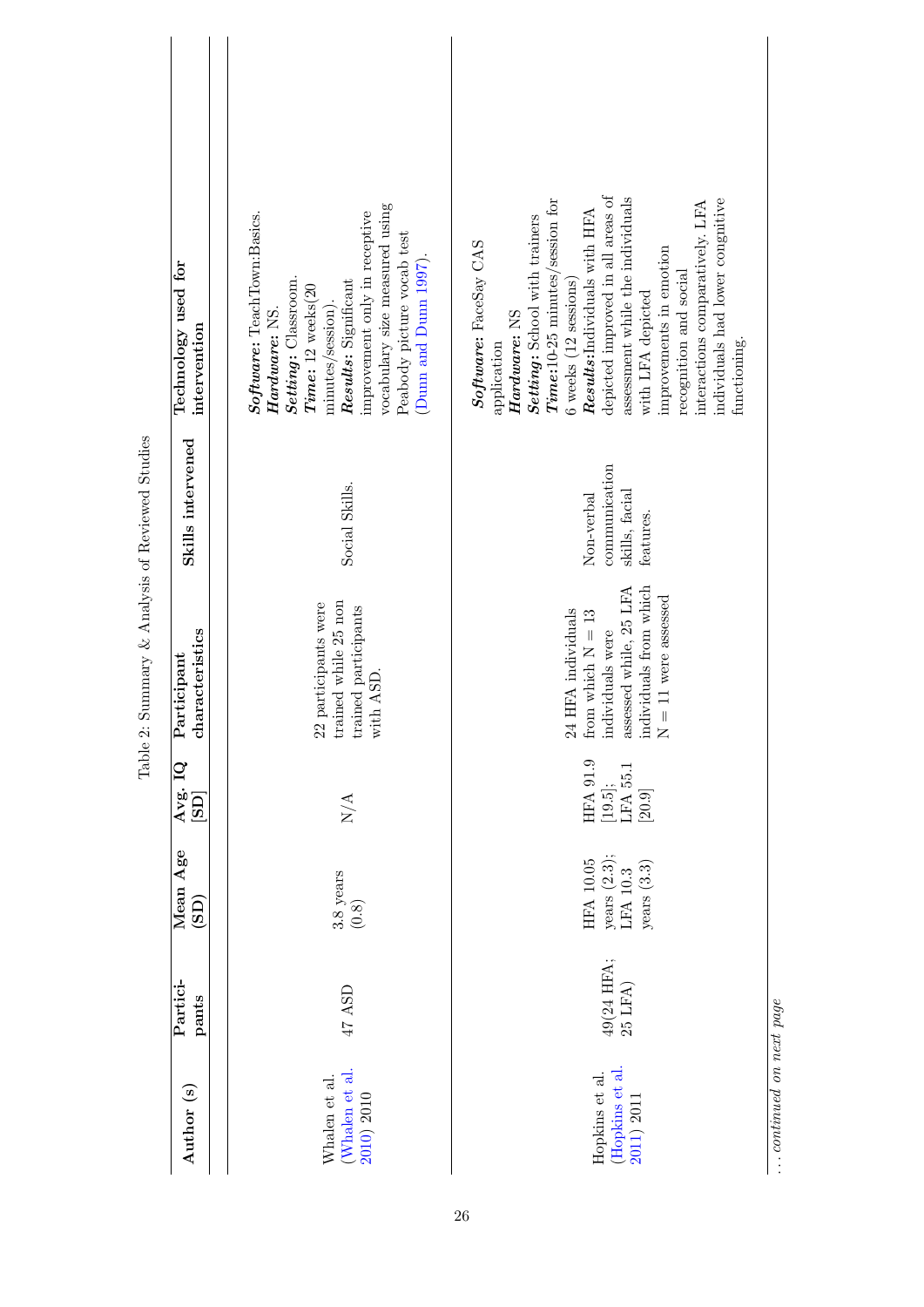Table 2: Summary & Analysis of Reviewed Studies

| Author (s) | Partici-pants | Mean Age (SD) | Avg. IQ [SD] | Participant characteristics | Skills intervened | Technology used for intervention |
|---|---|---|---|---|---|---|
| Whalen et al. (Whalen et al. 2010) 2010 | 47 ASD | 3.8 years (0.8) | N/A | 22 participants were trained while 25 non trained participants with ASD. | Social Skills. | ***Software:*** TeachTown:Basics. ***Hardware:*** NS. ***Setting:*** Classroom. ***Time:*** 12 weeks(20 minutes/session). ***Results:*** Significant improvement only in receptive vocabulary size measured using Peabody picture vocab test (Dunn and Dunn 1997). |
| Hopkins et al. (Hopkins et al. 2011) 2011 | 49(24 HFA; 25 LFA) | HFA 10.05 years (2.3); LFA 10.3 years (3.3) | HFA 91.9 [19.5]; LFA 55.1 [20.9] | 24 HFA individuals from which N = 13 individuals were assessed while, 25 LFA individuals from which N = 11 were assessed | Non-verbal communication skills, facial features. | ***Software:*** FaceSay CAS application ***Hardware:*** NS ***Setting:*** School with trainers ***Time:***10-25 minutes/session for 6 weeks (12 sessions) ***Results:***Individuals with HFA depicted improved in all areas of assessment while the individuals with LFA depicted improvements in emotion recognition and social interactions comparatively. LFA individuals had lower congnitive functioning. |

*... continued on next page*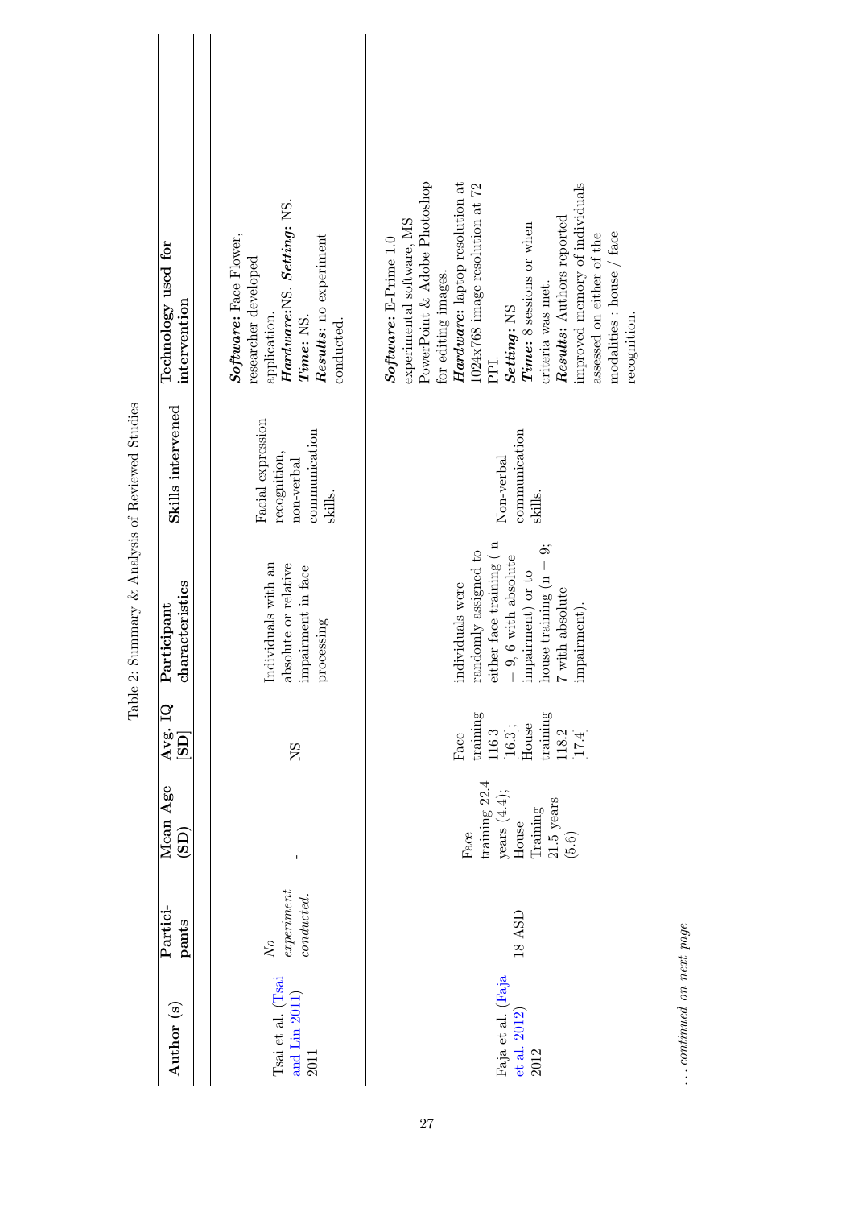Table 2: Summary & Analysis of Reviewed Studies

| Author (s) | Partici-pants | Mean Age (SD) | Avg. IQ [SD] | Participant characteristics | Skills intervened | Technology used for intervention |
|---|---|---|---|---|---|---|
| Tsai et al. (Tsai and Lin 2011) 2011 | *No experiment conducted.* | - | NS | Individuals with an absolute or relative impairment in face processing | Facial expression recognition, non-verbal communication skills. | ***Software:*** Face Flower, researcher developed application. ***Hardware:***NS. ***Setting:*** NS. ***Time:*** NS. ***Results:*** no experiment conducted. |
| Faja et al. (Faja et al. 2012) 2012 | 18 ASD | Face training 22.4 years (4.4); House Training 21.5 years (5.6) | Face training 116.3 [16.3]; House training 118.2 [17.4] | individuals were randomly assigned to either face training ( n = 9, 6 with absolute impairment) or to house training (n = 9; 7 with absolute impairment). | Non-verbal communication skills. | ***Software:*** E-Prime 1.0 experimental software, MS PowerPoint & Adobe Photoshop for editing images. ***Hardware:*** laptop resolution at 1024x768 image resolution at 72 PPI. ***Setting:*** NS ***Time:*** 8 sessions or when criteria was met. ***Results:*** Authors reported improved memory of individuals assessed on either of the modalities : house / face recognition. |

*... continued on next page*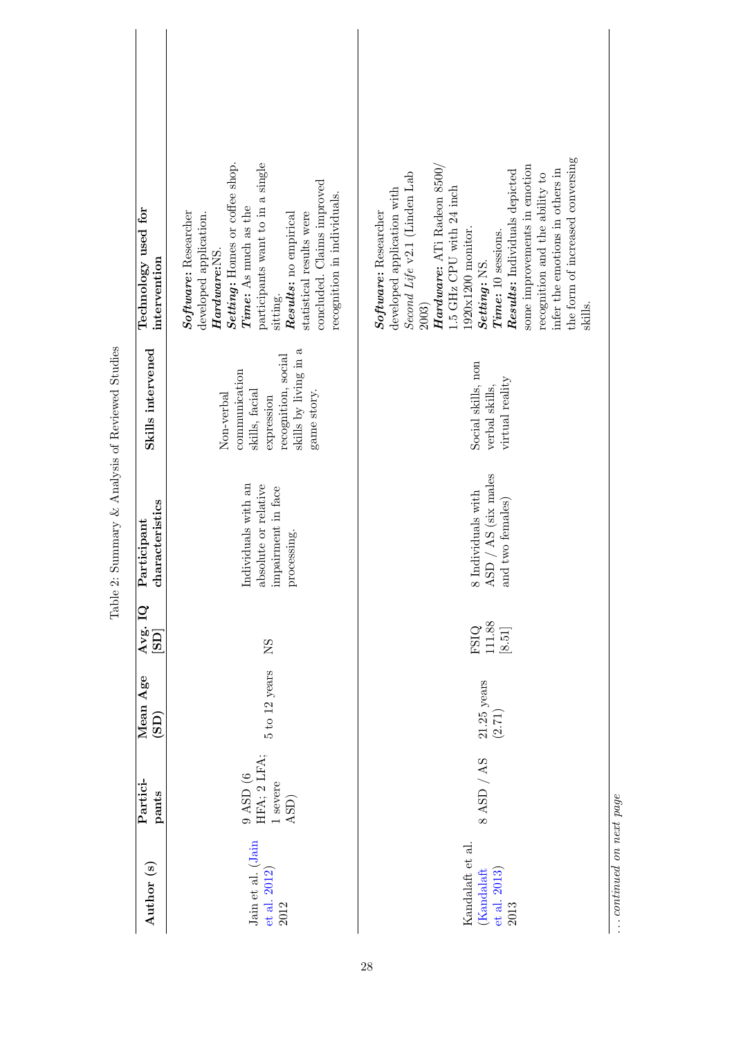Table 2: Summary & Analysis of Reviewed Studies

| Author (s) | Partici-pants | Mean Age (SD) | Avg. IQ [SD] | Participant characteristics | Skills intervened | Technology used for intervention |
|---|---|---|---|---|---|---|
| Jain et al. (Jain et al. 2012) 2012 | 9 ASD (6 HFA; 2 LFA; 1 severe ASD) | 5 to 12 years | NS | Individuals with an absolute or relative impairment in face processing. | Non-verbal communication skills, facial expression recognition, social skills by living in a game story. | ***Software:*** Researcher developed application. ***Hardware:***NS. ***Setting:*** Homes or coffee shop. ***Time:*** As much as the participants want to in a single sitting. ***Results:*** no empirical statistical results were concluded. Claims improved recognition in individuals. |
| Kandalaft et al. (Kandalaft et al. 2013) 2013 | 8 ASD / AS | 21.25 years (2.71) | FSIQ 111.88 [8.51] | 8 Individuals with ASD / AS (six males and two females) | Social skills, non verbal skills, virtual reality | ***Software:*** Researcher developed application with *Second Life* v2.1 (Linden Lab 2003) ***Hardware:*** ATi Radeon 8500/ 1.5 GHz CPU with 24 inch 1920x1200 monitor. ***Setting:*** NS. ***Time:*** 10 sessions. ***Results:*** Individuals depicted some improvements in emotion recognition and the ability to infer the emotions in others in the form of increased conversing skills. |

*... continued on next page*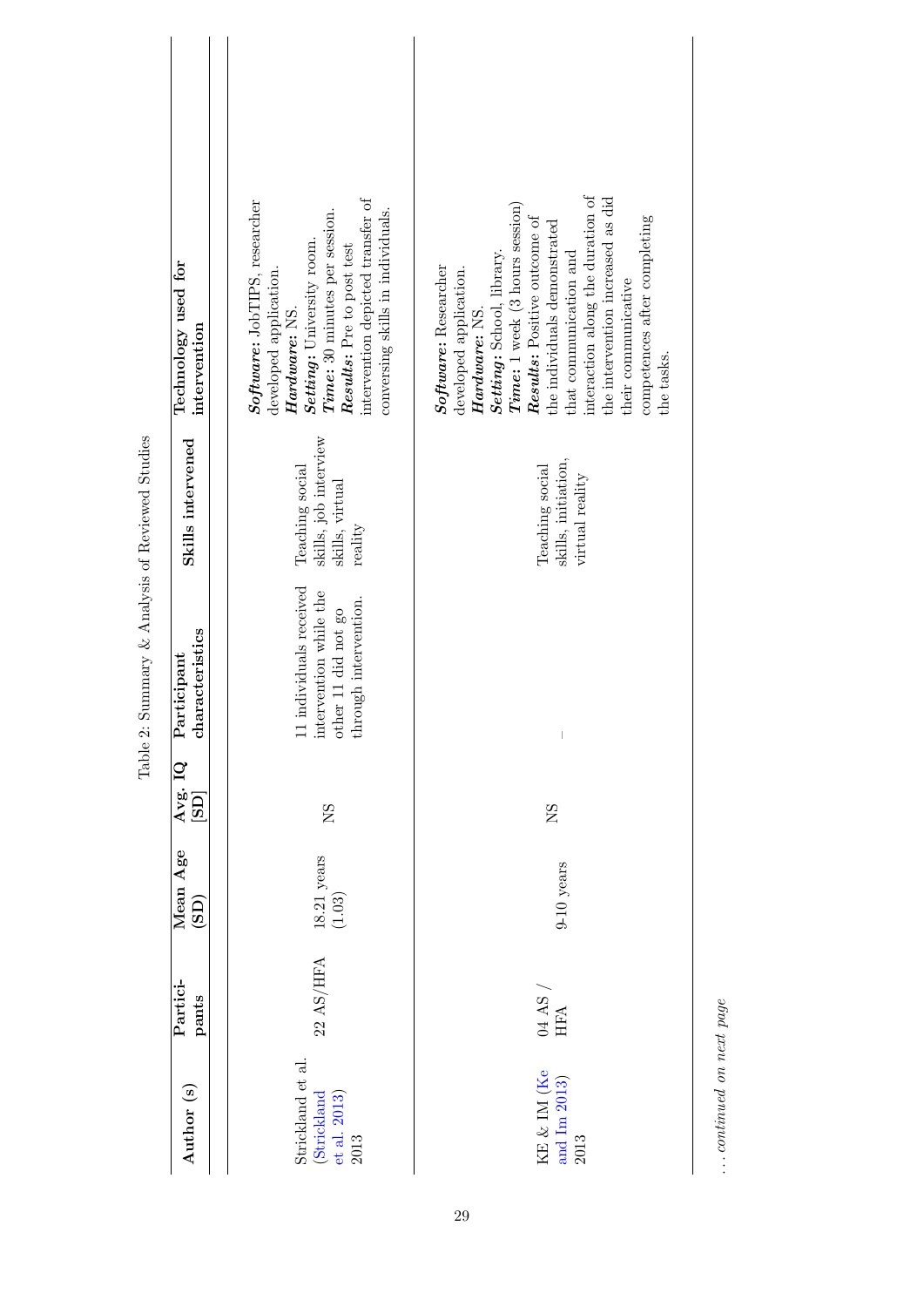Table 2: Summary & Analysis of Reviewed Studies

| Author (s) | Partici-pants | Mean Age (SD) | Avg. IQ [SD] | Participant characteristics | Skills intervened | Technology used for intervention |
|---|---|---|---|---|---|---|
| Strickland et al. (Strickland et al. 2013) 2013 | 22 AS/HFA | 18.21 years (1.03) | NS | 11 individuals received intervention while the other 11 did not go through intervention. | Teaching social skills, job interview skills, virtual reality | ***Software:*** JobTIPS, researcher developed application. ***Hardware:*** NS. ***Setting:*** University room. ***Time:*** 30 minutes per session. ***Results:*** Pre to post test intervention depicted transfer of conversing skills in individuals. |
| KE & IM (Ke and Im 2013) 2013 | 04 AS / HFA | 9-10 years | NS | – | Teaching social skills, initiation, virtual reality | ***Software:*** Researcher developed application. ***Hardware:*** NS. ***Setting:*** School, library. ***Time:*** 1 week (3 hours session) ***Results:*** Positive outcome of the individuals demonstrated that communication and interaction along the duration of the intervention increased as did their communicative competences after completing the tasks. |

*... continued on next page*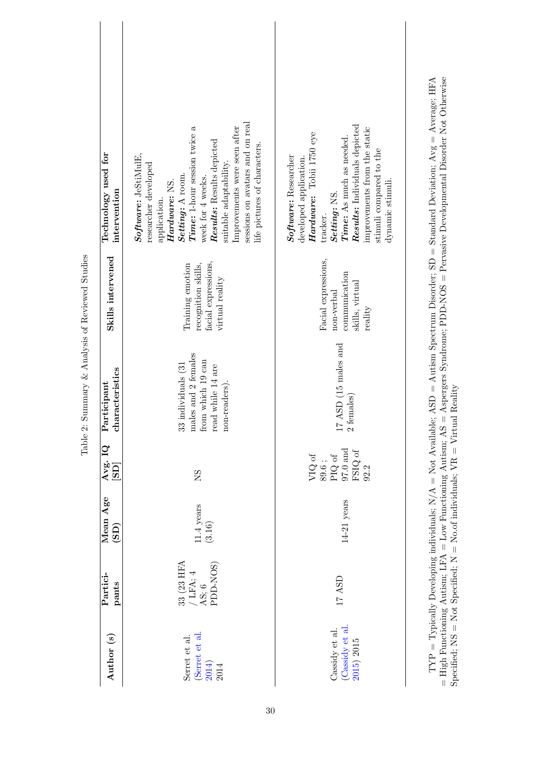Table 2: Summary & Analysis of Reviewed Studies

| Author (s) | Partici-pants | Mean Age (SD) | Avg. IQ [SD] | Participant characteristics | Skills intervened | Technology used for intervention |
|---|---|---|---|---|---|---|
| Serret et al. (Serret et al. 2014) 2014 | 33 (23 HFA / LFA; 4 AS; 6 PDD-NOS) | 11.4 years (3.16) | NS | 33 individuals (31 males and 2 females from which 19 can read while 14 are non-readers). | Training emotion recognition skills, facial expressions, virtual reality | ***Software:*** JeStiMulE, researcher developed application. ***Hardware:*** NS. ***Setting:*** A room. ***Time:*** 1-hour session twice a week for 4 weeks. ***Results:*** Results depicted suitable adaptability. Improvements were seen after sessions on avatars and on real life pictures of characters. |
| Cassidy et al. (Cassidy et al. 2015) 2015 | 17 ASD | 14-21 years | VIQ of 89.6 ; PIQ of 97.0 and FSIQ of 92.2 | 17 ASD (15 males and 2 females) | Facial expressions, non-verbal communication skills, virtual reality | ***Software:*** Researcher developed application. ***Hardware:*** Tobii 1750 eye tracker. ***Setting:*** NS. ***Time:*** As much as needed. ***Results:*** Individuals depicted improvements from the static stimuli compared to the dynamic stimuli. |

TYP = Typically Developing individuals; N/A = Not Available; ASD = Autism Spectrum Disorder; SD = Standard Deviation; Avg = Average; HFA = High Functioning Autism; LFA = Low Functioning Autism; AS = Aspergers Syndrome; PDD-NOS = Pervasive Developmental Disorder Not Otherwise Specified; NS = Not Specified; N = No.of individuals; VR = Virtual Reality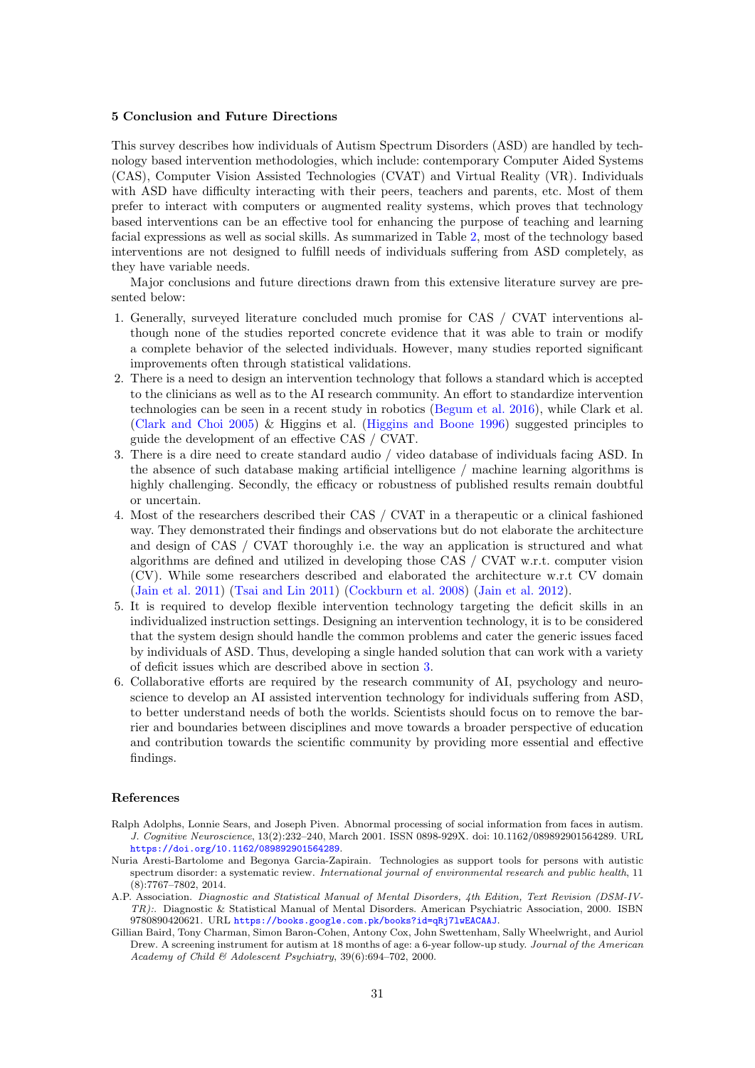## 5 Conclusion and Future Directions

This survey describes how individuals of Autism Spectrum Disorders (ASD) are handled by technology based intervention methodologies, which include: contemporary Computer Aided Systems (CAS), Computer Vision Assisted Technologies (CVAT) and Virtual Reality (VR). Individuals with ASD have difficulty interacting with their peers, teachers and parents, etc. Most of them prefer to interact with computers or augmented reality systems, which proves that technology based interventions can be an effective tool for enhancing the purpose of teaching and learning facial expressions as well as social skills. As summarized in Table 2, most of the technology based interventions are not designed to fulfill needs of individuals suffering from ASD completely, as they have variable needs.

Major conclusions and future directions drawn from this extensive literature survey are presented below:

1. Generally, surveyed literature concluded much promise for CAS / CVAT interventions although none of the studies reported concrete evidence that it was able to train or modify a complete behavior of the selected individuals. However, many studies reported significant improvements often through statistical validations.
2. There is a need to design an intervention technology that follows a standard which is accepted to the clinicians as well as to the AI research community. An effort to standardize intervention technologies can be seen in a recent study in robotics (Begum et al. 2016), while Clark et al. (Clark and Choi 2005) & Higgins et al. (Higgins and Boone 1996) suggested principles to guide the development of an effective CAS / CVAT.
3. There is a dire need to create standard audio / video database of individuals facing ASD. In the absence of such database making artificial intelligence / machine learning algorithms is highly challenging. Secondly, the efficacy or robustness of published results remain doubtful or uncertain.
4. Most of the researchers described their CAS / CVAT in a therapeutic or a clinical fashioned way. They demonstrated their findings and observations but do not elaborate the architecture and design of CAS / CVAT thoroughly i.e. the way an application is structured and what algorithms are defined and utilized in developing those CAS / CVAT w.r.t. computer vision (CV). While some researchers described and elaborated the architecture w.r.t CV domain (Jain et al. 2011) (Tsai and Lin 2011) (Cockburn et al. 2008) (Jain et al. 2012).
5. It is required to develop flexible intervention technology targeting the deficit skills in an individualized instruction settings. Designing an intervention technology, it is to be considered that the system design should handle the common problems and cater the generic issues faced by individuals of ASD. Thus, developing a single handed solution that can work with a variety of deficit issues which are described above in section 3.
6. Collaborative efforts are required by the research community of AI, psychology and neuroscience to develop an AI assisted intervention technology for individuals suffering from ASD, to better understand needs of both the worlds. Scientists should focus on to remove the barrier and boundaries between disciplines and move towards a broader perspective of education and contribution towards the scientific community by providing more essential and effective findings.

## References

Ralph Adolphs, Lonnie Sears, and Joseph Piven. Abnormal processing of social information from faces in autism. *J. Cognitive Neuroscience*, 13(2):232–240, March 2001. ISSN 0898-929X. doi: 10.1162/089892901564289. URL https://doi.org/10.1162/089892901564289.

Nuria Aresti-Bartolome and Begonya Garcia-Zapirain. Technologies as support tools for persons with autistic spectrum disorder: a systematic review. *International journal of environmental research and public health*, 11 (8):7767–7802, 2014.

A.P. Association. *Diagnostic and Statistical Manual of Mental Disorders, 4th Edition, Text Revision (DSM-IV-TR):*. Diagnostic & Statistical Manual of Mental Disorders. American Psychiatric Association, 2000. ISBN 9780890420621. URL https://books.google.com.pk/books?id=qRj7lwEACAAJ.

Gillian Baird, Tony Charman, Simon Baron-Cohen, Antony Cox, John Swettenham, Sally Wheelwright, and Auriol Drew. A screening instrument for autism at 18 months of age: a 6-year follow-up study. *Journal of the American Academy of Child & Adolescent Psychiatry*, 39(6):694–702, 2000.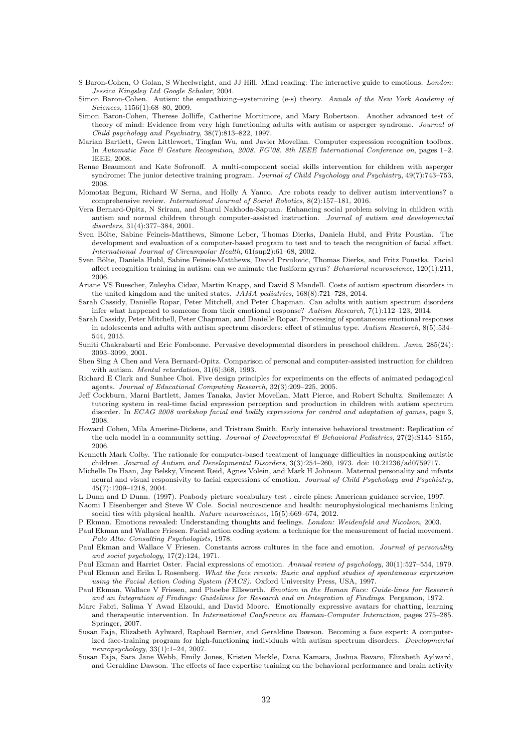S Baron-Cohen, O Golan, S Wheelwright, and JJ Hill. Mind reading: The interactive guide to emotions. *London: Jessica Kingsley Ltd Google Scholar*, 2004.

Simon Baron-Cohen. Autism: the empathizing–systemizing (e-s) theory. *Annals of the New York Academy of Sciences*, 1156(1):68–80, 2009.

Simon Baron-Cohen, Therese Jolliffe, Catherine Mortimore, and Mary Robertson. Another advanced test of theory of mind: Evidence from very high functioning adults with autism or asperger syndrome. *Journal of Child psychology and Psychiatry*, 38(7):813–822, 1997.

Marian Bartlett, Gwen Littlewort, Tingfan Wu, and Javier Movellan. Computer expression recognition toolbox. In *Automatic Face & Gesture Recognition, 2008. FG'08. 8th IEEE International Conference on*, pages 1–2. IEEE, 2008.

Renae Beaumont and Kate Sofronoff. A multi-component social skills intervention for children with asperger syndrome: The junior detective training program. *Journal of Child Psychology and Psychiatry*, 49(7):743–753, 2008.

Momotaz Begum, Richard W Serna, and Holly A Yanco. Are robots ready to deliver autism interventions? a comprehensive review. *International Journal of Social Robotics*, 8(2):157–181, 2016.

Vera Bernard-Opitz, N Sriram, and Sharul Nakhoda-Sapuan. Enhancing social problem solving in children with autism and normal children through computer-assisted instruction. *Journal of autism and developmental disorders*, 31(4):377–384, 2001.

Sven Bölte, Sabine Feineis-Matthews, Simone Leber, Thomas Dierks, Daniela Hubl, and Fritz Poustka. The development and evaluation of a computer-based program to test and to teach the recognition of facial affect. *International Journal of Circumpolar Health*, 61(sup2):61–68, 2002.

Sven Bölte, Daniela Hubl, Sabine Feineis-Matthews, David Prvulovic, Thomas Dierks, and Fritz Poustka. Facial affect recognition training in autism: can we animate the fusiform gyrus? *Behavioral neuroscience*, 120(1):211, 2006.

Ariane VS Buescher, Zuleyha Cidav, Martin Knapp, and David S Mandell. Costs of autism spectrum disorders in the united kingdom and the united states. *JAMA pediatrics*, 168(8):721–728, 2014.

Sarah Cassidy, Danielle Ropar, Peter Mitchell, and Peter Chapman. Can adults with autism spectrum disorders infer what happened to someone from their emotional response? *Autism Research*, 7(1):112–123, 2014.

Sarah Cassidy, Peter Mitchell, Peter Chapman, and Danielle Ropar. Processing of spontaneous emotional responses in adolescents and adults with autism spectrum disorders: effect of stimulus type. *Autism Research*, 8(5):534–544, 2015.

Suniti Chakrabarti and Eric Fombonne. Pervasive developmental disorders in preschool children. *Jama*, 285(24): 3093–3099, 2001.

Shen Sing A Chen and Vera Bernard-Opitz. Comparison of personal and computer-assisted instruction for children with autism. *Mental retardation*, 31(6):368, 1993.

Richard E Clark and Sunhee Choi. Five design principles for experiments on the effects of animated pedagogical agents. *Journal of Educational Computing Research*, 32(3):209–225, 2005.

Jeff Cockburn, Marni Bartlett, James Tanaka, Javier Movellan, Matt Pierce, and Robert Schultz. Smilemaze: A tutoring system in real-time facial expression perception and production in children with autism spectrum disorder. In *ECAG 2008 workshop facial and bodily expressions for control and adaptation of games*, page 3, 2008.

Howard Cohen, Mila Amerine-Dickens, and Tristram Smith. Early intensive behavioral treatment: Replication of the ucla model in a community setting. *Journal of Developmental & Behavioral Pediatrics*, 27(2):S145–S155, 2006.

Kenneth Mark Colby. The rationale for computer-based treatment of language difficulties in nonspeaking autistic children. *Journal of Autism and Developmental Disorders*, 3(3):254–260, 1973. doi: 10.21236/ad0759717.

Michelle De Haan, Jay Belsky, Vincent Reid, Agnes Volein, and Mark H Johnson. Maternal personality and infants neural and visual responsivity to facial expressions of emotion. *Journal of Child Psychology and Psychiatry*, 45(7):1209–1218, 2004.

L Dunn and D Dunn. (1997). Peabody picture vocabulary test . circle pines: American guidance service, 1997.

Naomi I Eisenberger and Steve W Cole. Social neuroscience and health: neurophysiological mechanisms linking social ties with physical health. *Nature neuroscience*, 15(5):669–674, 2012.

P Ekman. Emotions revealed: Understanding thoughts and feelings. *London: Weidenfeld and Nicolson*, 2003.

Paul Ekman and Wallace Friesen. Facial action coding system: a technique for the measurement of facial movement. *Palo Alto: Consulting Psychologists*, 1978.

Paul Ekman and Wallace V Friesen. Constants across cultures in the face and emotion. *Journal of personality and social psychology*, 17(2):124, 1971.

Paul Ekman and Harriet Oster. Facial expressions of emotion. *Annual review of psychology*, 30(1):527–554, 1979.

Paul Ekman and Erika L Rosenberg. *What the face reveals: Basic and applied studies of spontaneous expression using the Facial Action Coding System (FACS)*. Oxford University Press, USA, 1997.

Paul Ekman, Wallace V Friesen, and Phoebe Ellsworth. *Emotion in the Human Face: Guide-lines for Research and an Integration of Findings: Guidelines for Research and an Integration of Findings*. Pergamon, 1972.

Marc Fabri, Salima Y Awad Elzouki, and David Moore. Emotionally expressive avatars for chatting, learning and therapeutic intervention. In *International Conference on Human-Computer Interaction*, pages 275–285. Springer, 2007.

Susan Faja, Elizabeth Aylward, Raphael Bernier, and Geraldine Dawson. Becoming a face expert: A computerized face-training program for high-functioning individuals with autism spectrum disorders. *Developmental neuropsychology*, 33(1):1–24, 2007.

Susan Faja, Sara Jane Webb, Emily Jones, Kristen Merkle, Dana Kamara, Joshua Bavaro, Elizabeth Aylward, and Geraldine Dawson. The effects of face expertise training on the behavioral performance and brain activity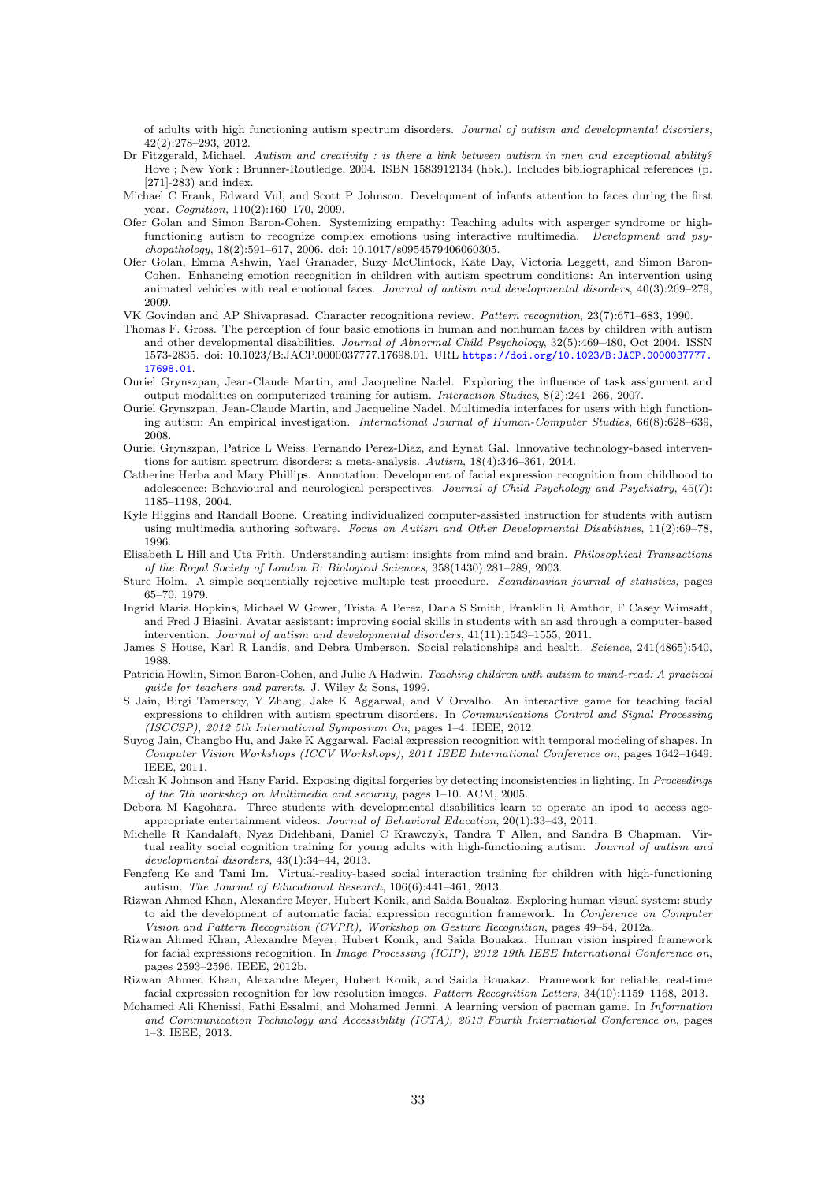of adults with high functioning autism spectrum disorders. *Journal of autism and developmental disorders*, 42(2):278–293, 2012.

Dr Fitzgerald, Michael. *Autism and creativity : is there a link between autism in men and exceptional ability?* Hove ; New York : Brunner-Routledge, 2004. ISBN 1583912134 (hbk.). Includes bibliographical references (p. [271]-283) and index.

Michael C Frank, Edward Vul, and Scott P Johnson. Development of infants attention to faces during the first year. *Cognition*, 110(2):160–170, 2009.

Ofer Golan and Simon Baron-Cohen. Systemizing empathy: Teaching adults with asperger syndrome or high-functioning autism to recognize complex emotions using interactive multimedia. *Development and psychopathology*, 18(2):591–617, 2006. doi: 10.1017/s0954579406060305.

Ofer Golan, Emma Ashwin, Yael Granader, Suzy McClintock, Kate Day, Victoria Leggett, and Simon Baron-Cohen. Enhancing emotion recognition in children with autism spectrum conditions: An intervention using animated vehicles with real emotional faces. *Journal of autism and developmental disorders*, 40(3):269–279, 2009.

VK Govindan and AP Shivaprasad. Character recognitiona review. *Pattern recognition*, 23(7):671–683, 1990.

Thomas F. Gross. The perception of four basic emotions in human and nonhuman faces by children with autism and other developmental disabilities. *Journal of Abnormal Child Psychology*, 32(5):469–480, Oct 2004. ISSN 1573-2835. doi: 10.1023/B:JACP.0000037777.17698.01. URL https://doi.org/10.1023/B:JACP.0000037777.17698.01.

Ouriel Grynszpan, Jean-Claude Martin, and Jacqueline Nadel. Exploring the influence of task assignment and output modalities on computerized training for autism. *Interaction Studies*, 8(2):241–266, 2007.

Ouriel Grynszpan, Jean-Claude Martin, and Jacqueline Nadel. Multimedia interfaces for users with high functioning autism: An empirical investigation. *International Journal of Human-Computer Studies*, 66(8):628–639, 2008.

Ouriel Grynszpan, Patrice L Weiss, Fernando Perez-Diaz, and Eynat Gal. Innovative technology-based interventions for autism spectrum disorders: a meta-analysis. *Autism*, 18(4):346–361, 2014.

Catherine Herba and Mary Phillips. Annotation: Development of facial expression recognition from childhood to adolescence: Behavioural and neurological perspectives. *Journal of Child Psychology and Psychiatry*, 45(7): 1185–1198, 2004.

Kyle Higgins and Randall Boone. Creating individualized computer-assisted instruction for students with autism using multimedia authoring software. *Focus on Autism and Other Developmental Disabilities*, 11(2):69–78, 1996.

Elisabeth L Hill and Uta Frith. Understanding autism: insights from mind and brain. *Philosophical Transactions of the Royal Society of London B: Biological Sciences*, 358(1430):281–289, 2003.

Sture Holm. A simple sequentially rejective multiple test procedure. *Scandinavian journal of statistics*, pages 65–70, 1979.

Ingrid Maria Hopkins, Michael W Gower, Trista A Perez, Dana S Smith, Franklin R Amthor, F Casey Wimsatt, and Fred J Biasini. Avatar assistant: improving social skills in students with an asd through a computer-based intervention. *Journal of autism and developmental disorders*, 41(11):1543–1555, 2011.

James S House, Karl R Landis, and Debra Umberson. Social relationships and health. *Science*, 241(4865):540, 1988.

Patricia Howlin, Simon Baron-Cohen, and Julie A Hadwin. *Teaching children with autism to mind-read: A practical guide for teachers and parents*. J. Wiley & Sons, 1999.

S Jain, Birgi Tamersoy, Y Zhang, Jake K Aggarwal, and V Orvalho. An interactive game for teaching facial expressions to children with autism spectrum disorders. In *Communications Control and Signal Processing (ISCCSP), 2012 5th International Symposium On*, pages 1–4. IEEE, 2012.

Suyog Jain, Changbo Hu, and Jake K Aggarwal. Facial expression recognition with temporal modeling of shapes. In *Computer Vision Workshops (ICCV Workshops), 2011 IEEE International Conference on*, pages 1642–1649. IEEE, 2011.

Micah K Johnson and Hany Farid. Exposing digital forgeries by detecting inconsistencies in lighting. In *Proceedings of the 7th workshop on Multimedia and security*, pages 1–10. ACM, 2005.

Debora M Kagohara. Three students with developmental disabilities learn to operate an ipod to access age-appropriate entertainment videos. *Journal of Behavioral Education*, 20(1):33–43, 2011.

Michelle R Kandalaft, Nyaz Didehbani, Daniel C Krawczyk, Tandra T Allen, and Sandra B Chapman. Virtual reality social cognition training for young adults with high-functioning autism. *Journal of autism and developmental disorders*, 43(1):34–44, 2013.

Fengfeng Ke and Tami Im. Virtual-reality-based social interaction training for children with high-functioning autism. *The Journal of Educational Research*, 106(6):441–461, 2013.

Rizwan Ahmed Khan, Alexandre Meyer, Hubert Konik, and Saida Bouakaz. Exploring human visual system: study to aid the development of automatic facial expression recognition framework. In *Conference on Computer Vision and Pattern Recognition (CVPR), Workshop on Gesture Recognition*, pages 49–54, 2012a.

Rizwan Ahmed Khan, Alexandre Meyer, Hubert Konik, and Saida Bouakaz. Human vision inspired framework for facial expressions recognition. In *Image Processing (ICIP), 2012 19th IEEE International Conference on*, pages 2593–2596. IEEE, 2012b.

Rizwan Ahmed Khan, Alexandre Meyer, Hubert Konik, and Saida Bouakaz. Framework for reliable, real-time facial expression recognition for low resolution images. *Pattern Recognition Letters*, 34(10):1159–1168, 2013.

Mohamed Ali Khenissi, Fathi Essalmi, and Mohamed Jemni. A learning version of pacman game. In *Information and Communication Technology and Accessibility (ICTA), 2013 Fourth International Conference on*, pages 1–3. IEEE, 2013.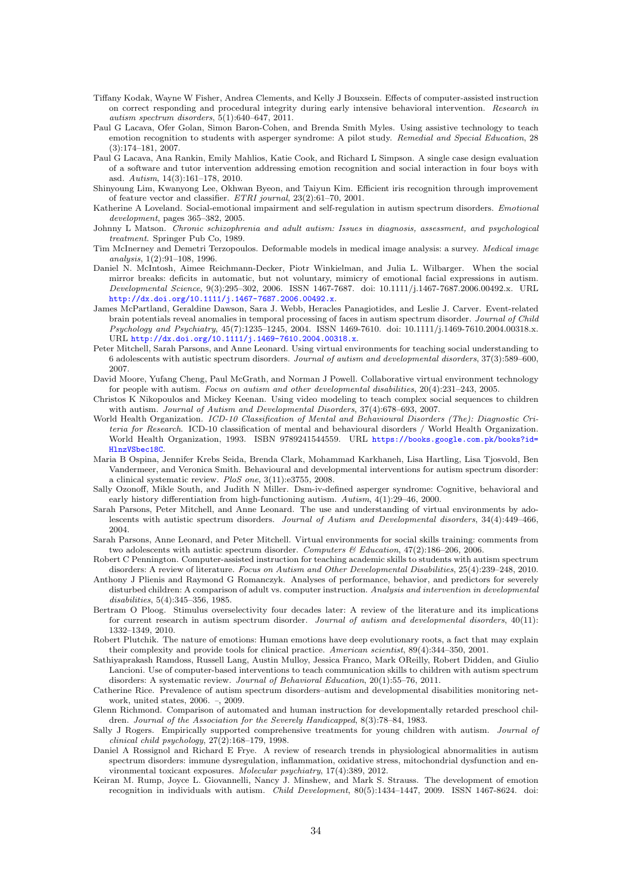Tiffany Kodak, Wayne W Fisher, Andrea Clements, and Kelly J Bouxsein. Effects of computer-assisted instruction on correct responding and procedural integrity during early intensive behavioral intervention. *Research in autism spectrum disorders*, 5(1):640–647, 2011.

Paul G Lacava, Ofer Golan, Simon Baron-Cohen, and Brenda Smith Myles. Using assistive technology to teach emotion recognition to students with asperger syndrome: A pilot study. *Remedial and Special Education*, 28 (3):174–181, 2007.

Paul G Lacava, Ana Rankin, Emily Mahlios, Katie Cook, and Richard L Simpson. A single case design evaluation of a software and tutor intervention addressing emotion recognition and social interaction in four boys with asd. *Autism*, 14(3):161–178, 2010.

Shinyoung Lim, Kwanyong Lee, Okhwan Byeon, and Taiyun Kim. Efficient iris recognition through improvement of feature vector and classifier. *ETRI journal*, 23(2):61–70, 2001.

Katherine A Loveland. Social-emotional impairment and self-regulation in autism spectrum disorders. *Emotional development*, pages 365–382, 2005.

Johnny L Matson. *Chronic schizophrenia and adult autism: Issues in diagnosis, assessment, and psychological treatment*. Springer Pub Co, 1989.

Tim McInerney and Demetri Terzopoulos. Deformable models in medical image analysis: a survey. *Medical image analysis*, 1(2):91–108, 1996.

Daniel N. McIntosh, Aimee Reichmann-Decker, Piotr Winkielman, and Julia L. Wilbarger. When the social mirror breaks: deficits in automatic, but not voluntary, mimicry of emotional facial expressions in autism. *Developmental Science*, 9(3):295–302, 2006. ISSN 1467-7687. doi: 10.1111/j.1467-7687.2006.00492.x. URL http://dx.doi.org/10.1111/j.1467-7687.2006.00492.x.

James McPartland, Geraldine Dawson, Sara J. Webb, Heracles Panagiotides, and Leslie J. Carver. Event-related brain potentials reveal anomalies in temporal processing of faces in autism spectrum disorder. *Journal of Child Psychology and Psychiatry*, 45(7):1235–1245, 2004. ISSN 1469-7610. doi: 10.1111/j.1469-7610.2004.00318.x. URL http://dx.doi.org/10.1111/j.1469-7610.2004.00318.x.

Peter Mitchell, Sarah Parsons, and Anne Leonard. Using virtual environments for teaching social understanding to 6 adolescents with autistic spectrum disorders. *Journal of autism and developmental disorders*, 37(3):589–600, 2007.

David Moore, Yufang Cheng, Paul McGrath, and Norman J Powell. Collaborative virtual environment technology for people with autism. *Focus on autism and other developmental disabilities*, 20(4):231–243, 2005.

Christos K Nikopoulos and Mickey Keenan. Using video modeling to teach complex social sequences to children with autism. *Journal of Autism and Developmental Disorders*, 37(4):678–693, 2007.

World Health Organization. *ICD-10 Classification of Mental and Behavioural Disorders (The): Diagnostic Criteria for Research*. ICD-10 classification of mental and behavioural disorders / World Health Organization. World Health Organization, 1993. ISBN 9789241544559. URL https://books.google.com.pk/books?id=HlnzVSbec18C.

Maria B Ospina, Jennifer Krebs Seida, Brenda Clark, Mohammad Karkhaneh, Lisa Hartling, Lisa Tjosvold, Ben Vandermeer, and Veronica Smith. Behavioural and developmental interventions for autism spectrum disorder: a clinical systematic review. *PloS one*, 3(11):e3755, 2008.

Sally Ozonoff, Mikle South, and Judith N Miller. Dsm-iv-defined asperger syndrome: Cognitive, behavioral and early history differentiation from high-functioning autism. *Autism*, 4(1):29–46, 2000.

Sarah Parsons, Peter Mitchell, and Anne Leonard. The use and understanding of virtual environments by adolescents with autistic spectrum disorders. *Journal of Autism and Developmental disorders*, 34(4):449–466, 2004.

Sarah Parsons, Anne Leonard, and Peter Mitchell. Virtual environments for social skills training: comments from two adolescents with autistic spectrum disorder. *Computers & Education*, 47(2):186–206, 2006.

Robert C Pennington. Computer-assisted instruction for teaching academic skills to students with autism spectrum disorders: A review of literature. *Focus on Autism and Other Developmental Disabilities*, 25(4):239–248, 2010.

Anthony J Plienis and Raymond G Romanczyk. Analyses of performance, behavior, and predictors for severely disturbed children: A comparison of adult vs. computer instruction. *Analysis and intervention in developmental disabilities*, 5(4):345–356, 1985.

Bertram O Ploog. Stimulus overselectivity four decades later: A review of the literature and its implications for current research in autism spectrum disorder. *Journal of autism and developmental disorders*, 40(11): 1332–1349, 2010.

Robert Plutchik. The nature of emotions: Human emotions have deep evolutionary roots, a fact that may explain their complexity and provide tools for clinical practice. *American scientist*, 89(4):344–350, 2001.

Sathiyaprakash Ramdoss, Russell Lang, Austin Mulloy, Jessica Franco, Mark OReilly, Robert Didden, and Giulio Lancioni. Use of computer-based interventions to teach communication skills to children with autism spectrum disorders: A systematic review. *Journal of Behavioral Education*, 20(1):55–76, 2011.

Catherine Rice. Prevalence of autism spectrum disorders–autism and developmental disabilities monitoring network, united states, 2006. –, 2009.

Glenn Richmond. Comparison of automated and human instruction for developmentally retarded preschool children. *Journal of the Association for the Severely Handicapped*, 8(3):78–84, 1983.

Sally J Rogers. Empirically supported comprehensive treatments for young children with autism. *Journal of clinical child psychology*, 27(2):168–179, 1998.

Daniel A Rossignol and Richard E Frye. A review of research trends in physiological abnormalities in autism spectrum disorders: immune dysregulation, inflammation, oxidative stress, mitochondrial dysfunction and environmental toxicant exposures. *Molecular psychiatry*, 17(4):389, 2012.

Keiran M. Rump, Joyce L. Giovannelli, Nancy J. Minshew, and Mark S. Strauss. The development of emotion recognition in individuals with autism. *Child Development*, 80(5):1434–1447, 2009. ISSN 1467-8624. doi: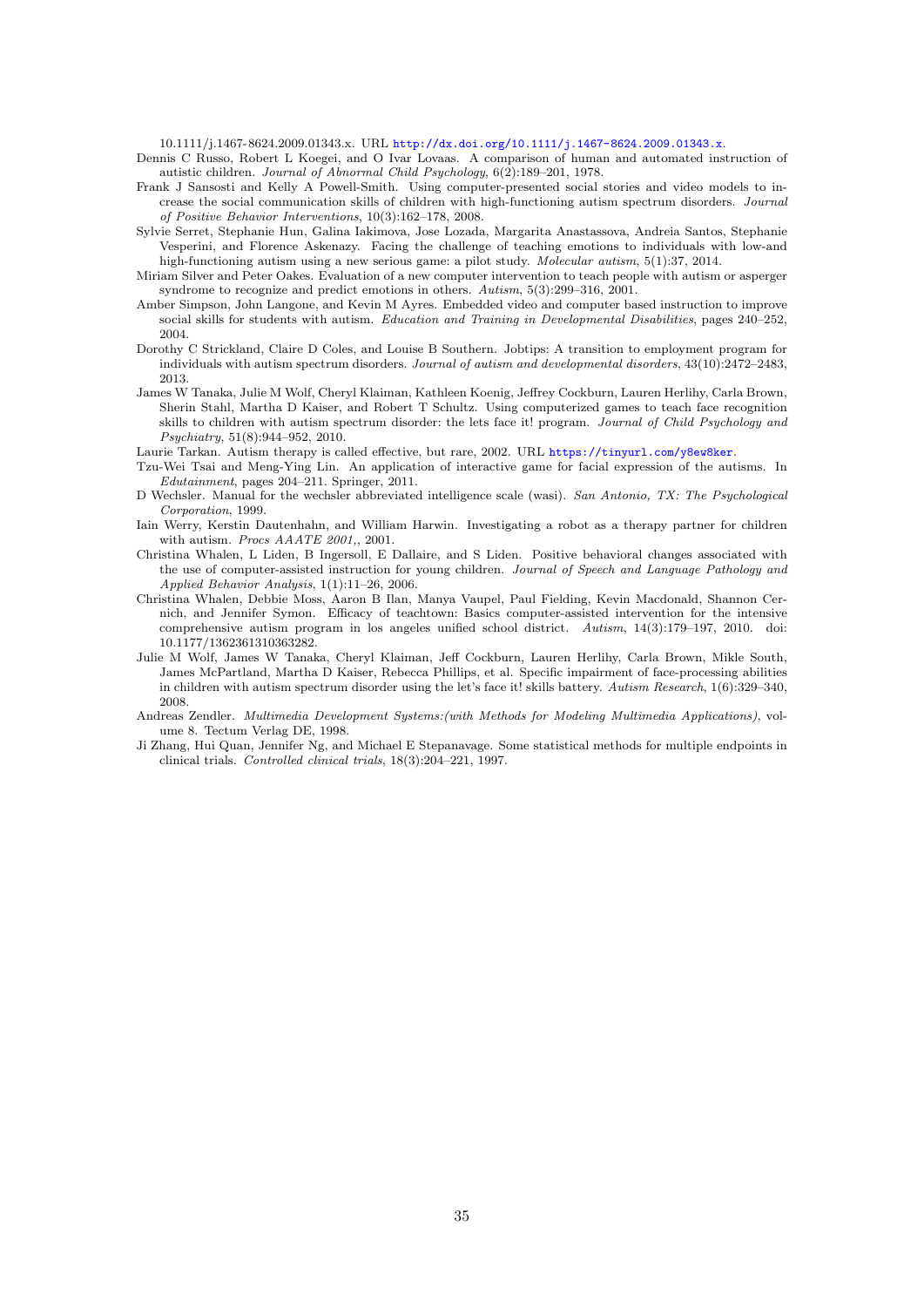10.1111/j.1467-8624.2009.01343.x. URL http://dx.doi.org/10.1111/j.1467-8624.2009.01343.x.

Dennis C Russo, Robert L Koegei, and O Ivar Lovaas. A comparison of human and automated instruction of autistic children. *Journal of Abnormal Child Psychology*, 6(2):189–201, 1978.

Frank J Sansosti and Kelly A Powell-Smith. Using computer-presented social stories and video models to increase the social communication skills of children with high-functioning autism spectrum disorders. *Journal of Positive Behavior Interventions*, 10(3):162–178, 2008.

Sylvie Serret, Stephanie Hun, Galina Iakimova, Jose Lozada, Margarita Anastassova, Andreia Santos, Stephanie Vesperini, and Florence Askenazy. Facing the challenge of teaching emotions to individuals with low-and high-functioning autism using a new serious game: a pilot study. *Molecular autism*, 5(1):37, 2014.

Miriam Silver and Peter Oakes. Evaluation of a new computer intervention to teach people with autism or asperger syndrome to recognize and predict emotions in others. *Autism*, 5(3):299–316, 2001.

Amber Simpson, John Langone, and Kevin M Ayres. Embedded video and computer based instruction to improve social skills for students with autism. *Education and Training in Developmental Disabilities*, pages 240–252, 2004.

Dorothy C Strickland, Claire D Coles, and Louise B Southern. Jobtips: A transition to employment program for individuals with autism spectrum disorders. *Journal of autism and developmental disorders*, 43(10):2472–2483, 2013.

James W Tanaka, Julie M Wolf, Cheryl Klaiman, Kathleen Koenig, Jeffrey Cockburn, Lauren Herlihy, Carla Brown, Sherin Stahl, Martha D Kaiser, and Robert T Schultz. Using computerized games to teach face recognition skills to children with autism spectrum disorder: the lets face it! program. *Journal of Child Psychology and Psychiatry*, 51(8):944–952, 2010.

Laurie Tarkan. Autism therapy is called effective, but rare, 2002. URL https://tinyurl.com/y8ew8ker.

Tzu-Wei Tsai and Meng-Ying Lin. An application of interactive game for facial expression of the autisms. In *Edutainment*, pages 204–211. Springer, 2011.

D Wechsler. Manual for the wechsler abbreviated intelligence scale (wasi). *San Antonio, TX: The Psychological Corporation*, 1999.

Iain Werry, Kerstin Dautenhahn, and William Harwin. Investigating a robot as a therapy partner for children with autism. *Procs AAATE 2001,*, 2001.

Christina Whalen, L Liden, B Ingersoll, E Dallaire, and S Liden. Positive behavioral changes associated with the use of computer-assisted instruction for young children. *Journal of Speech and Language Pathology and Applied Behavior Analysis*, 1(1):11–26, 2006.

Christina Whalen, Debbie Moss, Aaron B Ilan, Manya Vaupel, Paul Fielding, Kevin Macdonald, Shannon Cernich, and Jennifer Symon. Efficacy of teachtown: Basics computer-assisted intervention for the intensive comprehensive autism program in los angeles unified school district. *Autism*, 14(3):179–197, 2010. doi: 10.1177/1362361310363282.

Julie M Wolf, James W Tanaka, Cheryl Klaiman, Jeff Cockburn, Lauren Herlihy, Carla Brown, Mikle South, James McPartland, Martha D Kaiser, Rebecca Phillips, et al. Specific impairment of face-processing abilities in children with autism spectrum disorder using the let's face it! skills battery. *Autism Research*, 1(6):329–340, 2008.

Andreas Zendler. *Multimedia Development Systems:(with Methods for Modeling Multimedia Applications)*, volume 8. Tectum Verlag DE, 1998.

Ji Zhang, Hui Quan, Jennifer Ng, and Michael E Stepanavage. Some statistical methods for multiple endpoints in clinical trials. *Controlled clinical trials*, 18(3):204–221, 1997.